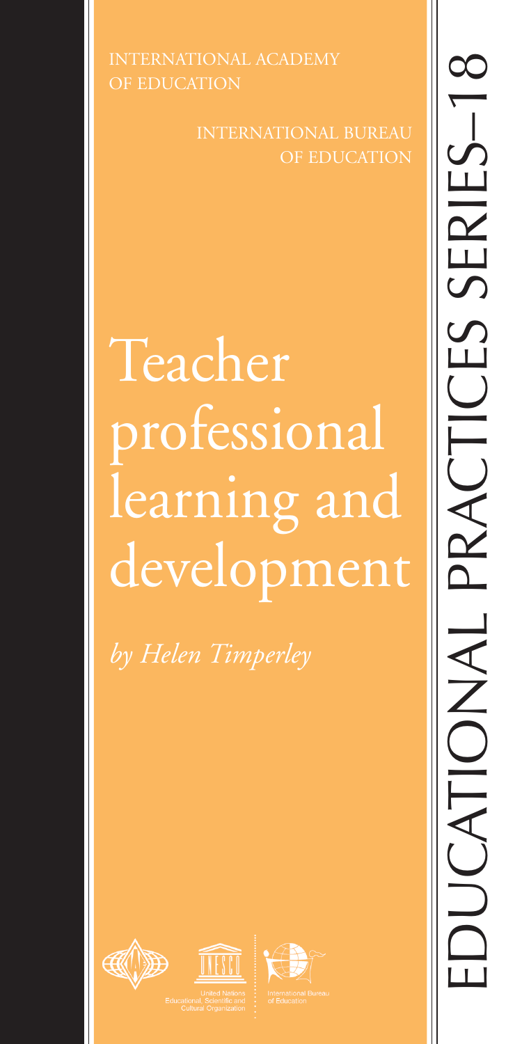INTERNATIONAL ACADEMY OF EDUCATION

INTERNATIONAL BUREAU OF EDUCATION

# Teacher professional learning and development

*by Helen Timperley*

EDUCATIONAL PRACTICES SERIES–18

United Nations Educational, Scientific and Cultural Organization

International Bureau of Education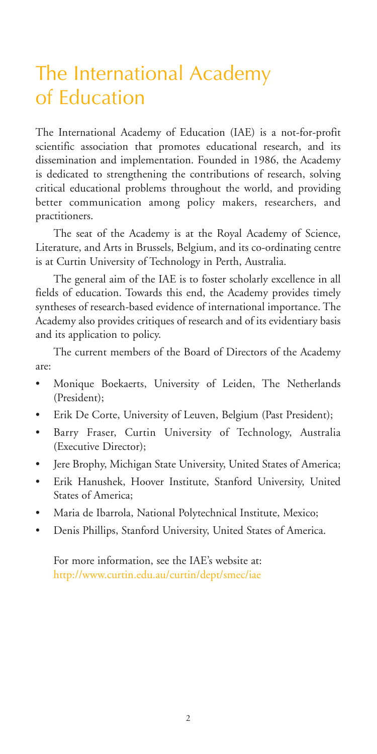# The International Academy of Education

The International Academy of Education (IAE) is a not-for-profit scientific association that promotes educational research, and its dissemination and implementation. Founded in 1986, the Academy is dedicated to strengthening the contributions of research, solving critical educational problems throughout the world, and providing better communication among policy makers, researchers, and practitioners.

The seat of the Academy is at the Royal Academy of Science, Literature, and Arts in Brussels, Belgium, and its co-ordinating centre is at Curtin University of Technology in Perth, Australia.

The general aim of the IAE is to foster scholarly excellence in all fields of education. Towards this end, the Academy provides timely syntheses of research-based evidence of international importance. The Academy also provides critiques of research and of its evidentiary basis and its application to policy.

The current members of the Board of Directors of the Academy are:

- Monique Boekaerts, University of Leiden, The Netherlands (President);
- Erik De Corte, University of Leuven, Belgium (Past President);
- Barry Fraser, Curtin University of Technology, Australia (Executive Director);
- Jere Brophy, Michigan State University, United States of America;
- Erik Hanushek, Hoover Institute, Stanford University, United States of America;
- Maria de Ibarrola, National Polytechnical Institute, Mexico;
- Denis Phillips, Stanford University, United States of America.

For more information, see the IAE's website at:
http://www.curtin.edu.au/curtin/dept/smec/iae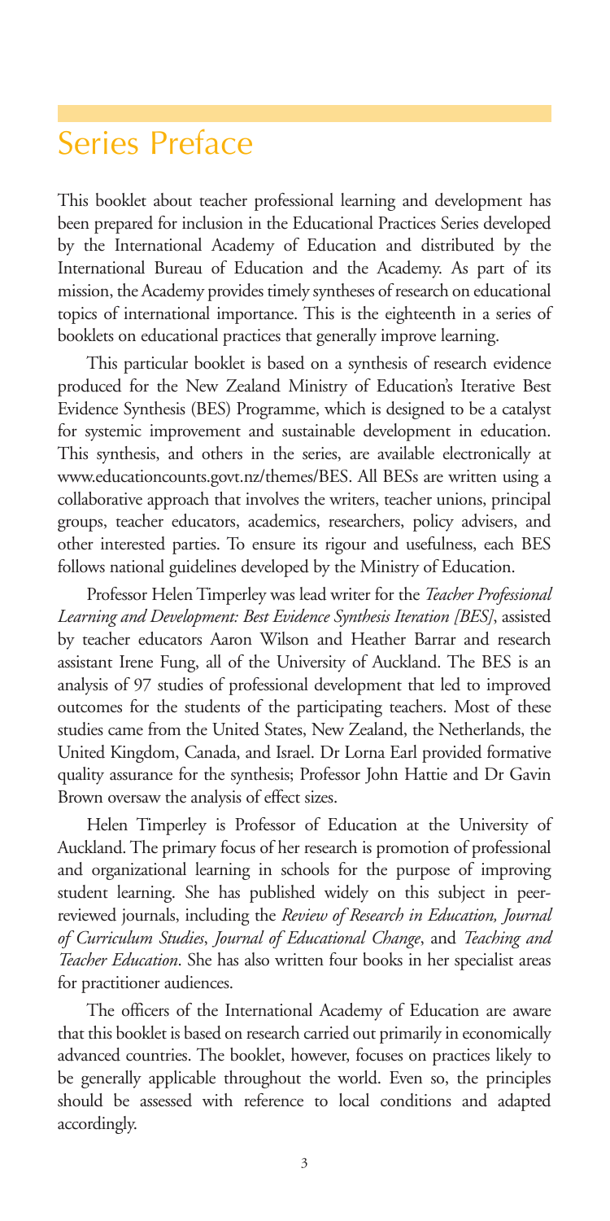# Series Preface

This booklet about teacher professional learning and development has been prepared for inclusion in the Educational Practices Series developed by the International Academy of Education and distributed by the International Bureau of Education and the Academy. As part of its mission, the Academy provides timely syntheses of research on educational topics of international importance. This is the eighteenth in a series of booklets on educational practices that generally improve learning.

This particular booklet is based on a synthesis of research evidence produced for the New Zealand Ministry of Education's Iterative Best Evidence Synthesis (BES) Programme, which is designed to be a catalyst for systemic improvement and sustainable development in education. This synthesis, and others in the series, are available electronically at www.educationcounts.govt.nz/themes/BES. All BESs are written using a collaborative approach that involves the writers, teacher unions, principal groups, teacher educators, academics, researchers, policy advisers, and other interested parties. To ensure its rigour and usefulness, each BES follows national guidelines developed by the Ministry of Education.

Professor Helen Timperley was lead writer for the *Teacher Professional Learning and Development: Best Evidence Synthesis Iteration [BES]*, assisted by teacher educators Aaron Wilson and Heather Barrar and research assistant Irene Fung, all of the University of Auckland. The BES is an analysis of 97 studies of professional development that led to improved outcomes for the students of the participating teachers. Most of these studies came from the United States, New Zealand, the Netherlands, the United Kingdom, Canada, and Israel. Dr Lorna Earl provided formative quality assurance for the synthesis; Professor John Hattie and Dr Gavin Brown oversaw the analysis of effect sizes.

Helen Timperley is Professor of Education at the University of Auckland. The primary focus of her research is promotion of professional and organizational learning in schools for the purpose of improving student learning. She has published widely on this subject in peer-reviewed journals, including the *Review of Research in Education, Journal of Curriculum Studies*, *Journal of Educational Change*, and *Teaching and Teacher Education*. She has also written four books in her specialist areas for practitioner audiences.

The officers of the International Academy of Education are aware that this booklet is based on research carried out primarily in economically advanced countries. The booklet, however, focuses on practices likely to be generally applicable throughout the world. Even so, the principles should be assessed with reference to local conditions and adapted accordingly.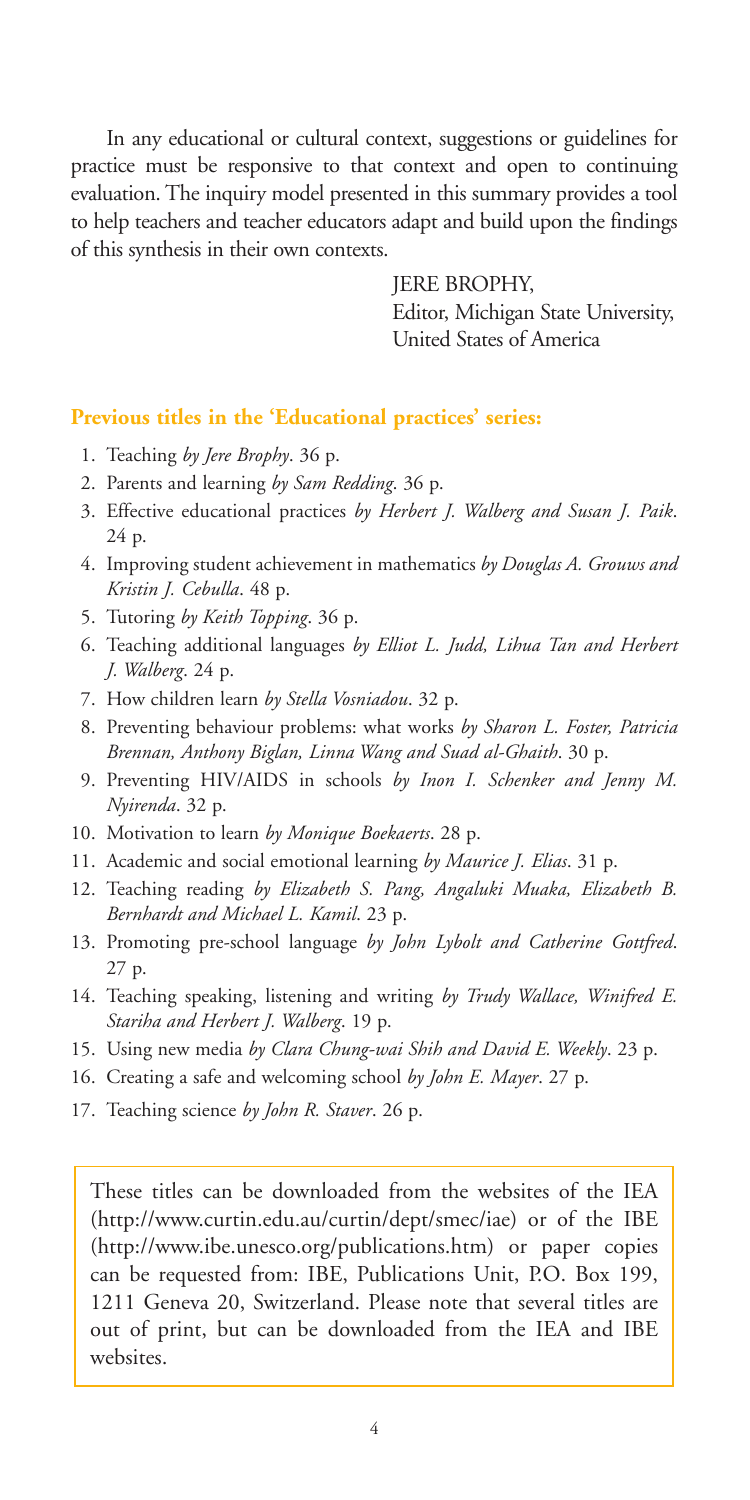In any educational or cultural context, suggestions or guidelines for practice must be responsive to that context and open to continuing evaluation. The inquiry model presented in this summary provides a tool to help teachers and teacher educators adapt and build upon the findings of this synthesis in their own contexts.

JERE BROPHY,
Editor, Michigan State University,
United States of America

**Previous titles in the 'Educational practices' series:**

1. Teaching *by Jere Brophy*. 36 p.
2. Parents and learning *by Sam Redding*. 36 p.
3. Effective educational practices *by Herbert J. Walberg and Susan J. Paik*. 24 p.
4. Improving student achievement in mathematics *by Douglas A. Grouws and Kristin J. Cebulla*. 48 p.
5. Tutoring *by Keith Topping*. 36 p.
6. Teaching additional languages *by Elliot L. Judd, Lihua Tan and Herbert J. Walberg*. 24 p.
7. How children learn *by Stella Vosniadou*. 32 p.
8. Preventing behaviour problems: what works *by Sharon L. Foster, Patricia Brennan, Anthony Biglan, Linna Wang and Suad al-Ghaith*. 30 p.
9. Preventing HIV/AIDS in schools *by Inon I. Schenker and Jenny M. Nyirenda*. 32 p.
10. Motivation to learn *by Monique Boekaerts*. 28 p.
11. Academic and social emotional learning *by Maurice J. Elias*. 31 p.
12. Teaching reading *by Elizabeth S. Pang, Angaluki Muaka, Elizabeth B. Bernhardt and Michael L. Kamil*. 23 p.
13. Promoting pre-school language *by John Lybolt and Catherine Gottfred*. 27 p.
14. Teaching speaking, listening and writing *by Trudy Wallace, Winifred E. Stariha and Herbert J. Walberg*. 19 p.
15. Using new media *by Clara Chung-wai Shih and David E. Weekly*. 23 p.
16. Creating a safe and welcoming school *by John E. Mayer*. 27 p.
17. Teaching science *by John R. Staver*. 26 p.

These titles can be downloaded from the websites of the IEA (http://www.curtin.edu.au/curtin/dept/smec/iae) or of the IBE (http://www.ibe.unesco.org/publications.htm) or paper copies can be requested from: IBE, Publications Unit, P.O. Box 199, 1211 Geneva 20, Switzerland. Please note that several titles are out of print, but can be downloaded from the IEA and IBE websites.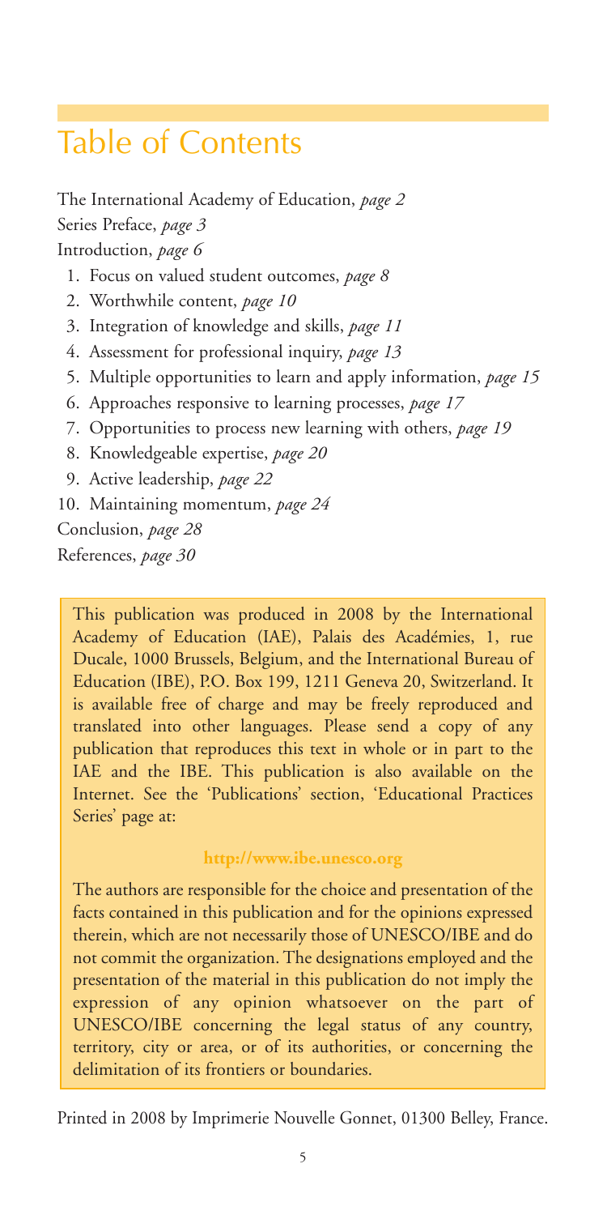# Table of Contents

The International Academy of Education, *page 2*

Series Preface, *page 3*

Introduction, *page 6*

1. Focus on valued student outcomes, *page 8*
2. Worthwhile content, *page 10*
3. Integration of knowledge and skills, *page 11*
4. Assessment for professional inquiry, *page 13*
5. Multiple opportunities to learn and apply information, *page 15*
6. Approaches responsive to learning processes, *page 17*
7. Opportunities to process new learning with others, *page 19*
8. Knowledgeable expertise, *page 20*
9. Active leadership, *page 22*
10. Maintaining momentum, *page 24*

Conclusion, *page 28*

References, *page 30*

This publication was produced in 2008 by the International Academy of Education (IAE), Palais des Académies, 1, rue Ducale, 1000 Brussels, Belgium, and the International Bureau of Education (IBE), P.O. Box 199, 1211 Geneva 20, Switzerland. It is available free of charge and may be freely reproduced and translated into other languages. Please send a copy of any publication that reproduces this text in whole or in part to the IAE and the IBE. This publication is also available on the Internet. See the 'Publications' section, 'Educational Practices Series' page at:

**http://www.ibe.unesco.org**

The authors are responsible for the choice and presentation of the facts contained in this publication and for the opinions expressed therein, which are not necessarily those of UNESCO/IBE and do not commit the organization. The designations employed and the presentation of the material in this publication do not imply the expression of any opinion whatsoever on the part of UNESCO/IBE concerning the legal status of any country, territory, city or area, or of its authorities, or concerning the delimitation of its frontiers or boundaries.

Printed in 2008 by Imprimerie Nouvelle Gonnet, 01300 Belley, France.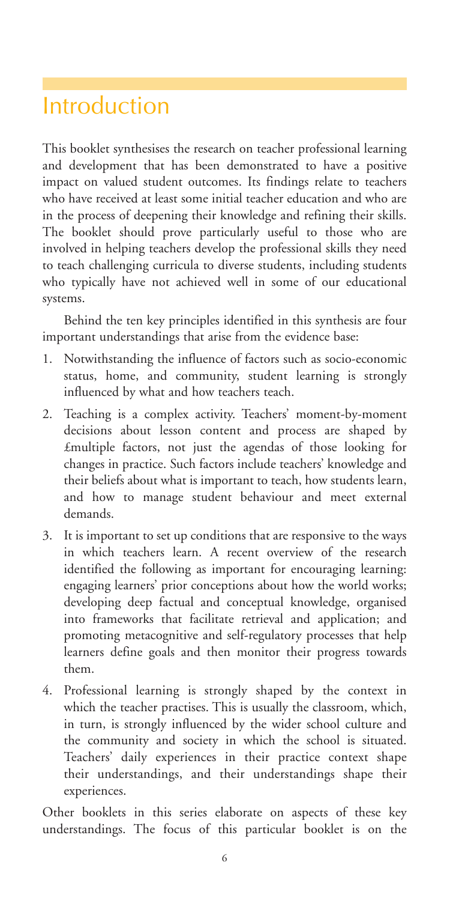# Introduction

This booklet synthesises the research on teacher professional learning and development that has been demonstrated to have a positive impact on valued student outcomes. Its findings relate to teachers who have received at least some initial teacher education and who are in the process of deepening their knowledge and refining their skills. The booklet should prove particularly useful to those who are involved in helping teachers develop the professional skills they need to teach challenging curricula to diverse students, including students who typically have not achieved well in some of our educational systems.

Behind the ten key principles identified in this synthesis are four important understandings that arise from the evidence base:

1. Notwithstanding the influence of factors such as socio-economic status, home, and community, student learning is strongly influenced by what and how teachers teach.
2. Teaching is a complex activity. Teachers' moment-by-moment decisions about lesson content and process are shaped by £multiple factors, not just the agendas of those looking for changes in practice. Such factors include teachers' knowledge and their beliefs about what is important to teach, how students learn, and how to manage student behaviour and meet external demands.
3. It is important to set up conditions that are responsive to the ways in which teachers learn. A recent overview of the research identified the following as important for encouraging learning: engaging learners' prior conceptions about how the world works; developing deep factual and conceptual knowledge, organised into frameworks that facilitate retrieval and application; and promoting metacognitive and self-regulatory processes that help learners define goals and then monitor their progress towards them.
4. Professional learning is strongly shaped by the context in which the teacher practises. This is usually the classroom, which, in turn, is strongly influenced by the wider school culture and the community and society in which the school is situated. Teachers' daily experiences in their practice context shape their understandings, and their understandings shape their experiences.

Other booklets in this series elaborate on aspects of these key understandings. The focus of this particular booklet is on the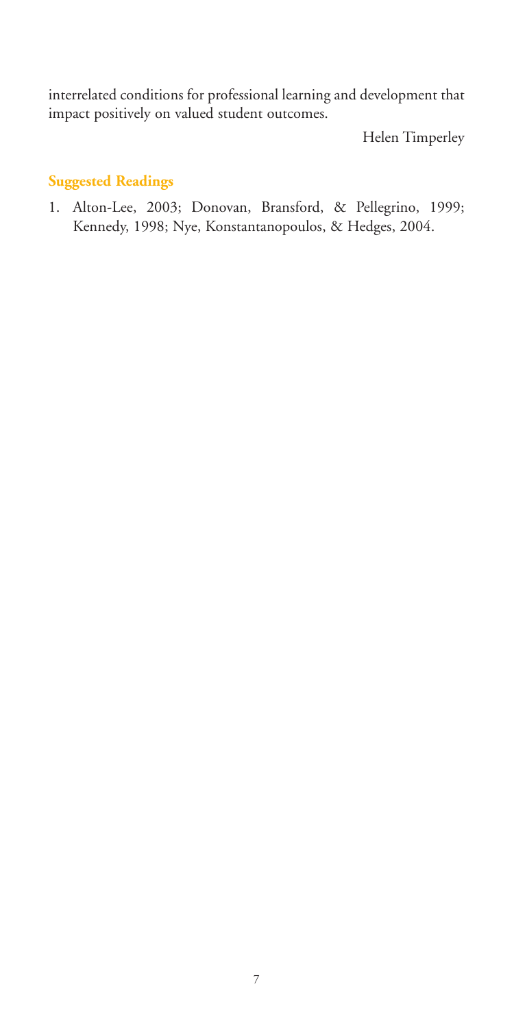interrelated conditions for professional learning and development that impact positively on valued student outcomes.

Helen Timperley

## Suggested Readings

1. Alton-Lee, 2003; Donovan, Bransford, & Pellegrino, 1999; Kennedy, 1998; Nye, Konstantanopoulos, & Hedges, 2004.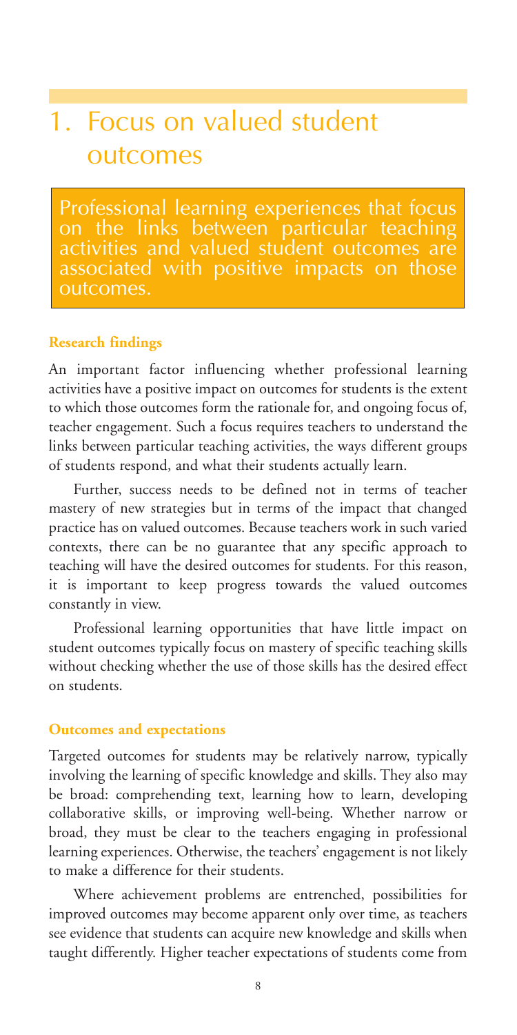# 1. Focus on valued student outcomes

> Professional learning experiences that focus on the links between particular teaching activities and valued student outcomes are associated with positive impacts on those outcomes.

### Research findings

An important factor influencing whether professional learning activities have a positive impact on outcomes for students is the extent to which those outcomes form the rationale for, and ongoing focus of, teacher engagement. Such a focus requires teachers to understand the links between particular teaching activities, the ways different groups of students respond, and what their students actually learn.

Further, success needs to be defined not in terms of teacher mastery of new strategies but in terms of the impact that changed practice has on valued outcomes. Because teachers work in such varied contexts, there can be no guarantee that any specific approach to teaching will have the desired outcomes for students. For this reason, it is important to keep progress towards the valued outcomes constantly in view.

Professional learning opportunities that have little impact on student outcomes typically focus on mastery of specific teaching skills without checking whether the use of those skills has the desired effect on students.

### Outcomes and expectations

Targeted outcomes for students may be relatively narrow, typically involving the learning of specific knowledge and skills. They also may be broad: comprehending text, learning how to learn, developing collaborative skills, or improving well-being. Whether narrow or broad, they must be clear to the teachers engaging in professional learning experiences. Otherwise, the teachers' engagement is not likely to make a difference for their students.

Where achievement problems are entrenched, possibilities for improved outcomes may become apparent only over time, as teachers see evidence that students can acquire new knowledge and skills when taught differently. Higher teacher expectations of students come from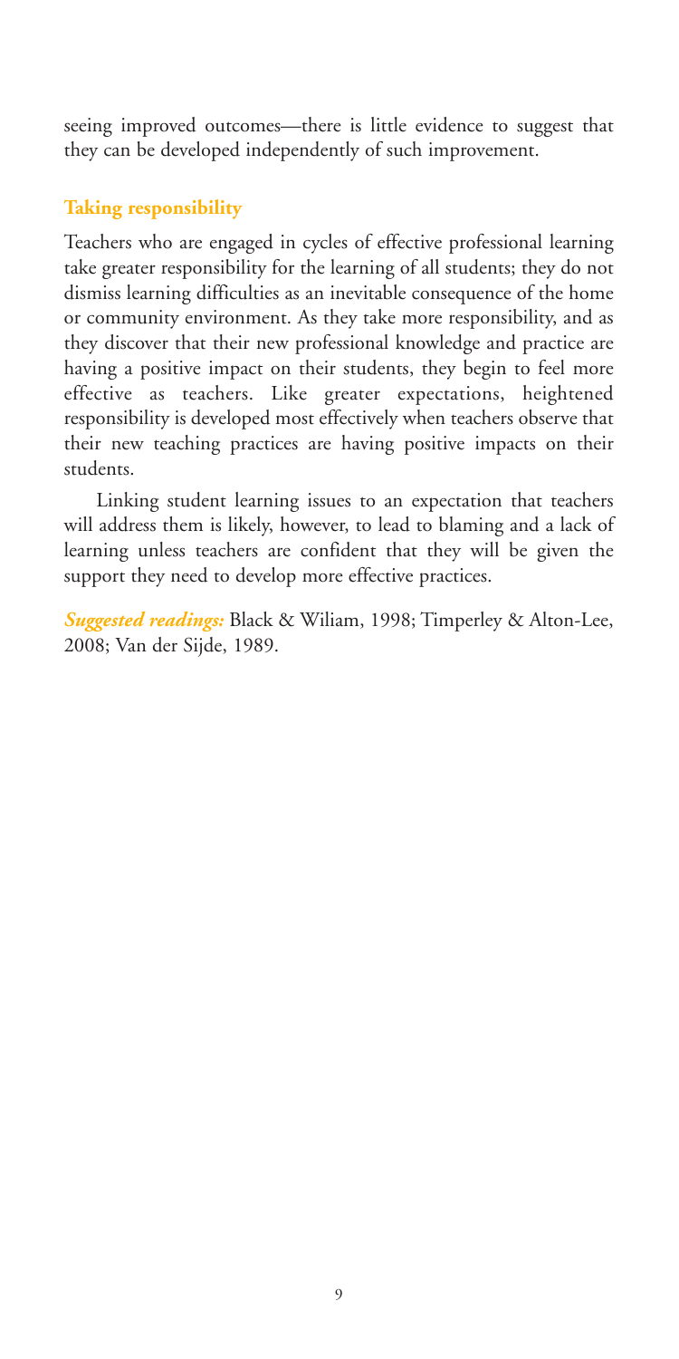seeing improved outcomes—there is little evidence to suggest that they can be developed independently of such improvement.

### Taking responsibility

Teachers who are engaged in cycles of effective professional learning take greater responsibility for the learning of all students; they do not dismiss learning difficulties as an inevitable consequence of the home or community environment. As they take more responsibility, and as they discover that their new professional knowledge and practice are having a positive impact on their students, they begin to feel more effective as teachers. Like greater expectations, heightened responsibility is developed most effectively when teachers observe that their new teaching practices are having positive impacts on their students.

Linking student learning issues to an expectation that teachers will address them is likely, however, to lead to blaming and a lack of learning unless teachers are confident that they will be given the support they need to develop more effective practices.

***Suggested readings:*** Black & Wiliam, 1998; Timperley & Alton-Lee, 2008; Van der Sijde, 1989.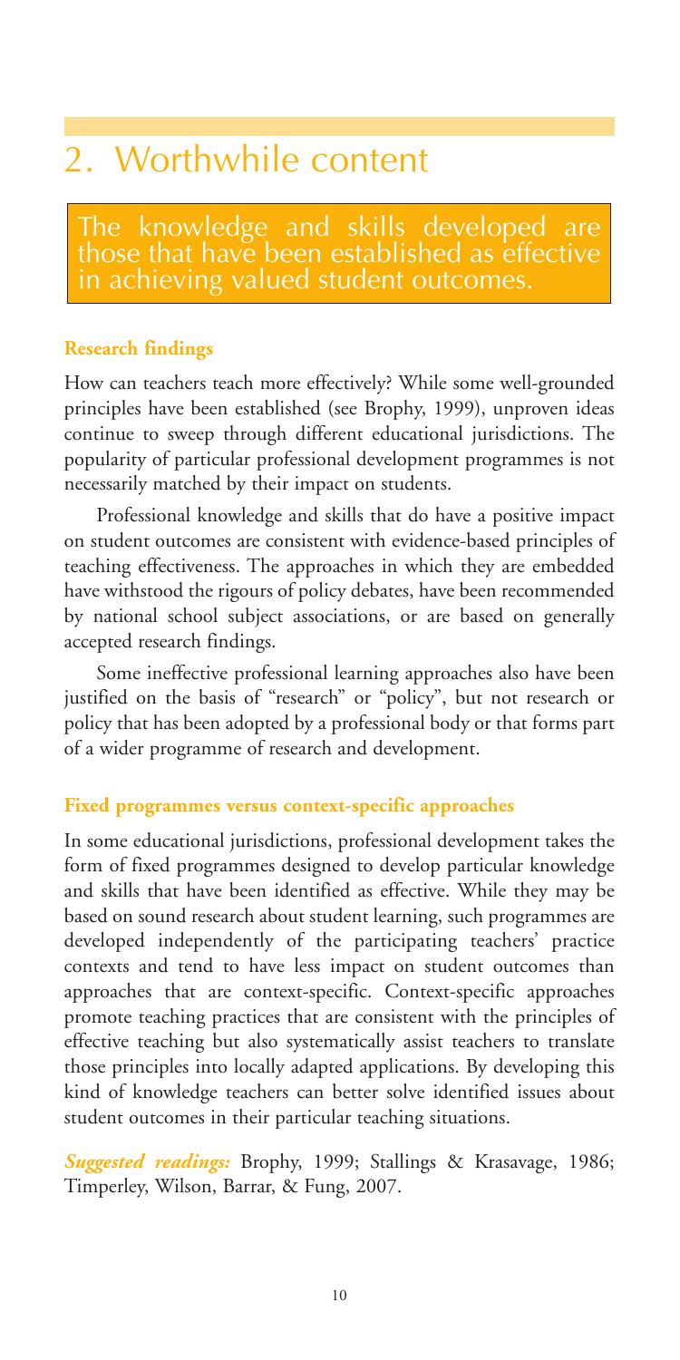# 2. Worthwhile content

**The knowledge and skills developed are those that have been established as effective in achieving valued student outcomes.**

### Research findings

How can teachers teach more effectively? While some well-grounded principles have been established (see Brophy, 1999), unproven ideas continue to sweep through different educational jurisdictions. The popularity of particular professional development programmes is not necessarily matched by their impact on students.

Professional knowledge and skills that do have a positive impact on student outcomes are consistent with evidence-based principles of teaching effectiveness. The approaches in which they are embedded have withstood the rigours of policy debates, have been recommended by national school subject associations, or are based on generally accepted research findings.

Some ineffective professional learning approaches also have been justified on the basis of "research" or "policy", but not research or policy that has been adopted by a professional body or that forms part of a wider programme of research and development.

### Fixed programmes versus context-specific approaches

In some educational jurisdictions, professional development takes the form of fixed programmes designed to develop particular knowledge and skills that have been identified as effective. While they may be based on sound research about student learning, such programmes are developed independently of the participating teachers' practice contexts and tend to have less impact on student outcomes than approaches that are context-specific. Context-specific approaches promote teaching practices that are consistent with the principles of effective teaching but also systematically assist teachers to translate those principles into locally adapted applications. By developing this kind of knowledge teachers can better solve identified issues about student outcomes in their particular teaching situations.

***Suggested readings:*** Brophy, 1999; Stallings & Krasavage, 1986; Timperley, Wilson, Barrar, & Fung, 2007.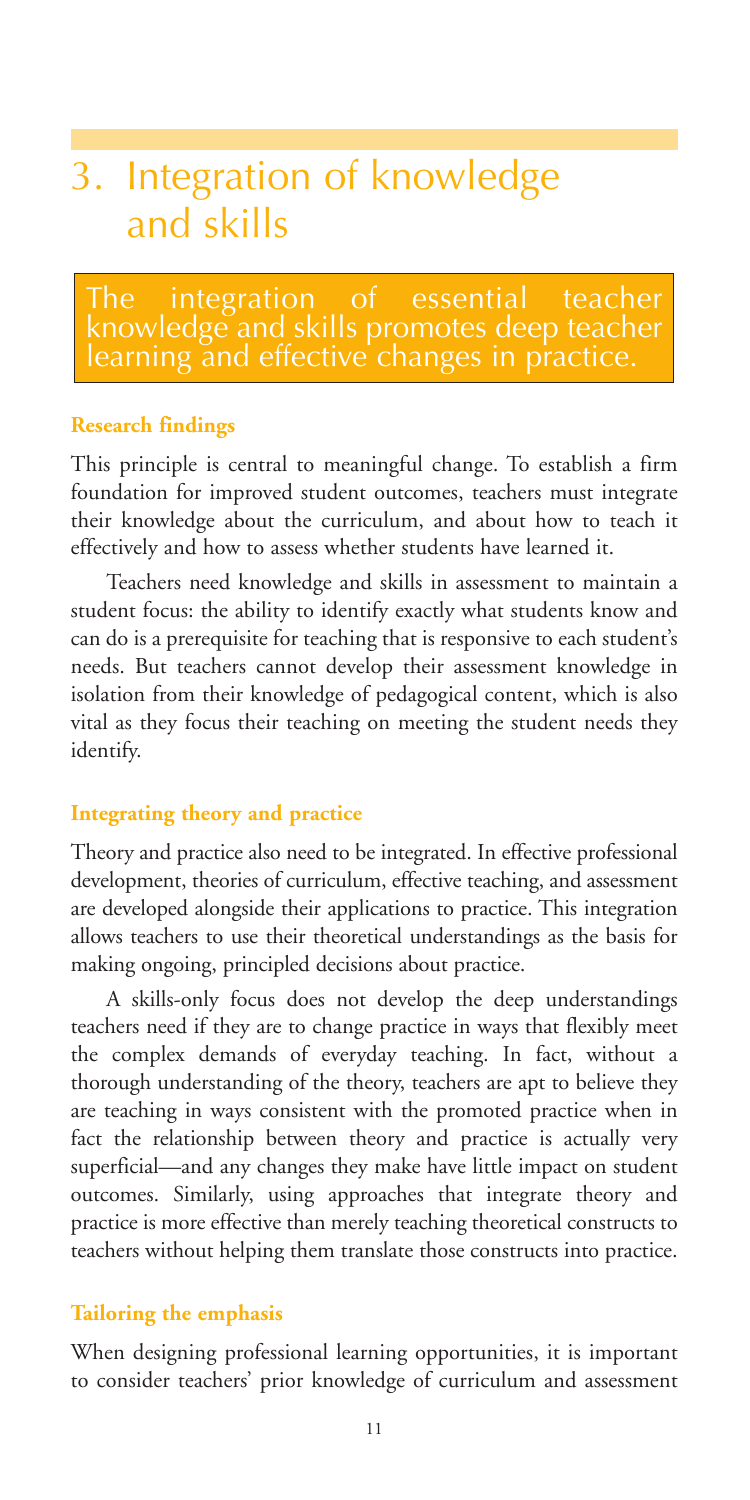# 3. Integration of knowledge and skills

**The integration of essential teacher knowledge and skills promotes deep teacher learning and effective changes in practice.**

### Research findings

This principle is central to meaningful change. To establish a firm foundation for improved student outcomes, teachers must integrate their knowledge about the curriculum, and about how to teach it effectively and how to assess whether students have learned it.

Teachers need knowledge and skills in assessment to maintain a student focus: the ability to identify exactly what students know and can do is a prerequisite for teaching that is responsive to each student's needs. But teachers cannot develop their assessment knowledge in isolation from their knowledge of pedagogical content, which is also vital as they focus their teaching on meeting the student needs they identify.

### Integrating theory and practice

Theory and practice also need to be integrated. In effective professional development, theories of curriculum, effective teaching, and assessment are developed alongside their applications to practice. This integration allows teachers to use their theoretical understandings as the basis for making ongoing, principled decisions about practice.

A skills-only focus does not develop the deep understandings teachers need if they are to change practice in ways that flexibly meet the complex demands of everyday teaching. In fact, without a thorough understanding of the theory, teachers are apt to believe they are teaching in ways consistent with the promoted practice when in fact the relationship between theory and practice is actually very superficial—and any changes they make have little impact on student outcomes. Similarly, using approaches that integrate theory and practice is more effective than merely teaching theoretical constructs to teachers without helping them translate those constructs into practice.

### Tailoring the emphasis

When designing professional learning opportunities, it is important to consider teachers' prior knowledge of curriculum and assessment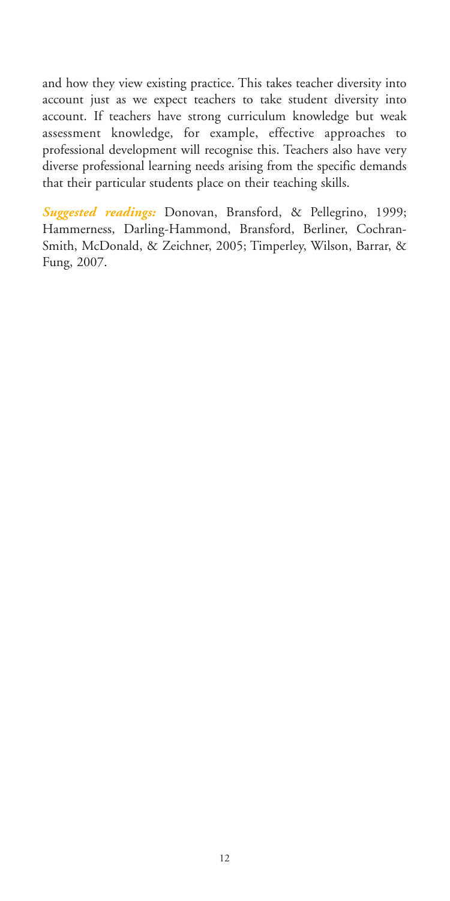and how they view existing practice. This takes teacher diversity into account just as we expect teachers to take student diversity into account. If teachers have strong curriculum knowledge but weak assessment knowledge, for example, effective approaches to professional development will recognise this. Teachers also have very diverse professional learning needs arising from the specific demands that their particular students place on their teaching skills.

***Suggested readings:*** Donovan, Bransford, & Pellegrino, 1999; Hammerness, Darling-Hammond, Bransford, Berliner, Cochran-Smith, McDonald, & Zeichner, 2005; Timperley, Wilson, Barrar, & Fung, 2007.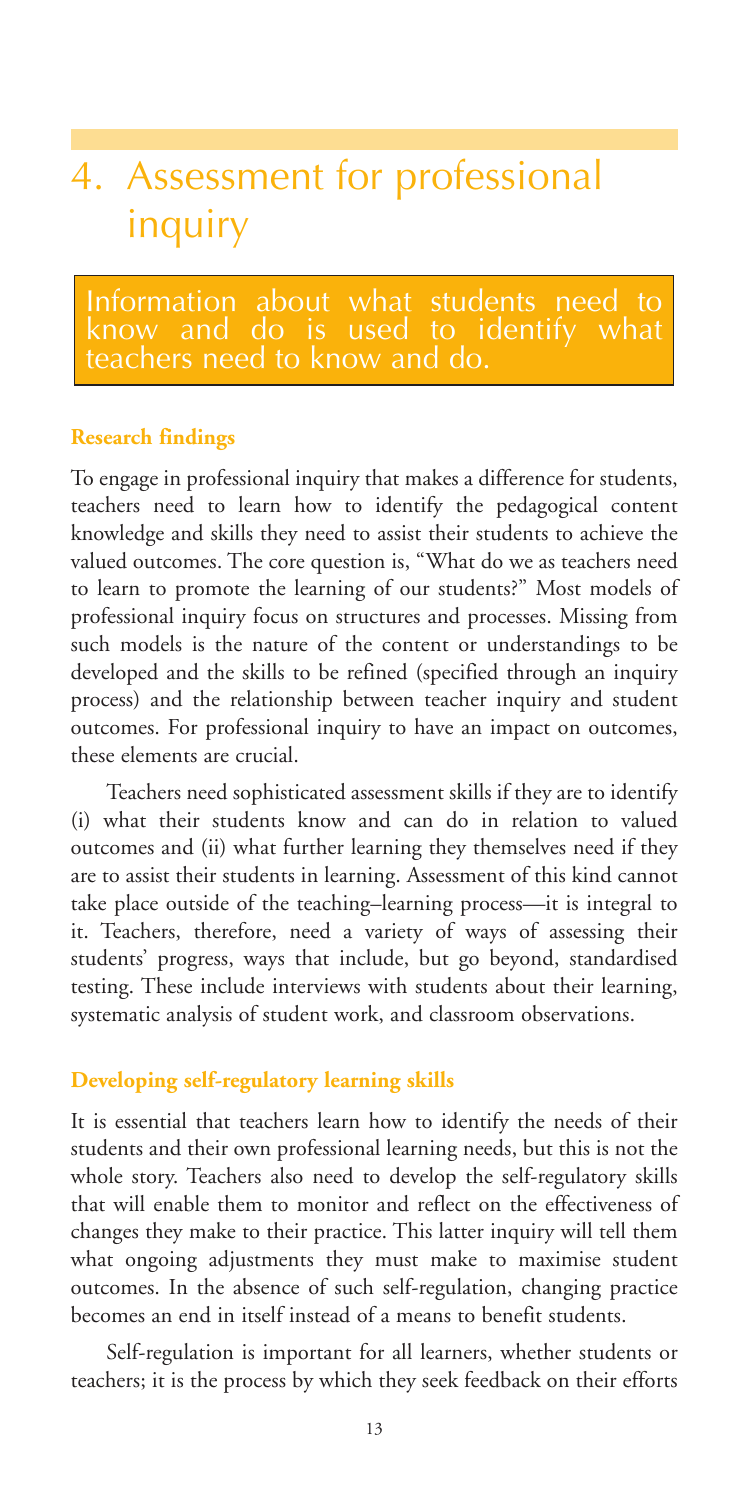# 4. Assessment for professional inquiry

**Information about what students need to know and do is used to identify what teachers need to know and do.**

### Research findings

To engage in professional inquiry that makes a difference for students, teachers need to learn how to identify the pedagogical content knowledge and skills they need to assist their students to achieve the valued outcomes. The core question is, "What do we as teachers need to learn to promote the learning of our students?" Most models of professional inquiry focus on structures and processes. Missing from such models is the nature of the content or understandings to be developed and the skills to be refined (specified through an inquiry process) and the relationship between teacher inquiry and student outcomes. For professional inquiry to have an impact on outcomes, these elements are crucial.

Teachers need sophisticated assessment skills if they are to identify (i) what their students know and can do in relation to valued outcomes and (ii) what further learning they themselves need if they are to assist their students in learning. Assessment of this kind cannot take place outside of the teaching–learning process—it is integral to it. Teachers, therefore, need a variety of ways of assessing their students' progress, ways that include, but go beyond, standardised testing. These include interviews with students about their learning, systematic analysis of student work, and classroom observations.

### Developing self-regulatory learning skills

It is essential that teachers learn how to identify the needs of their students and their own professional learning needs, but this is not the whole story. Teachers also need to develop the self-regulatory skills that will enable them to monitor and reflect on the effectiveness of changes they make to their practice. This latter inquiry will tell them what ongoing adjustments they must make to maximise student outcomes. In the absence of such self-regulation, changing practice becomes an end in itself instead of a means to benefit students.

Self-regulation is important for all learners, whether students or teachers; it is the process by which they seek feedback on their efforts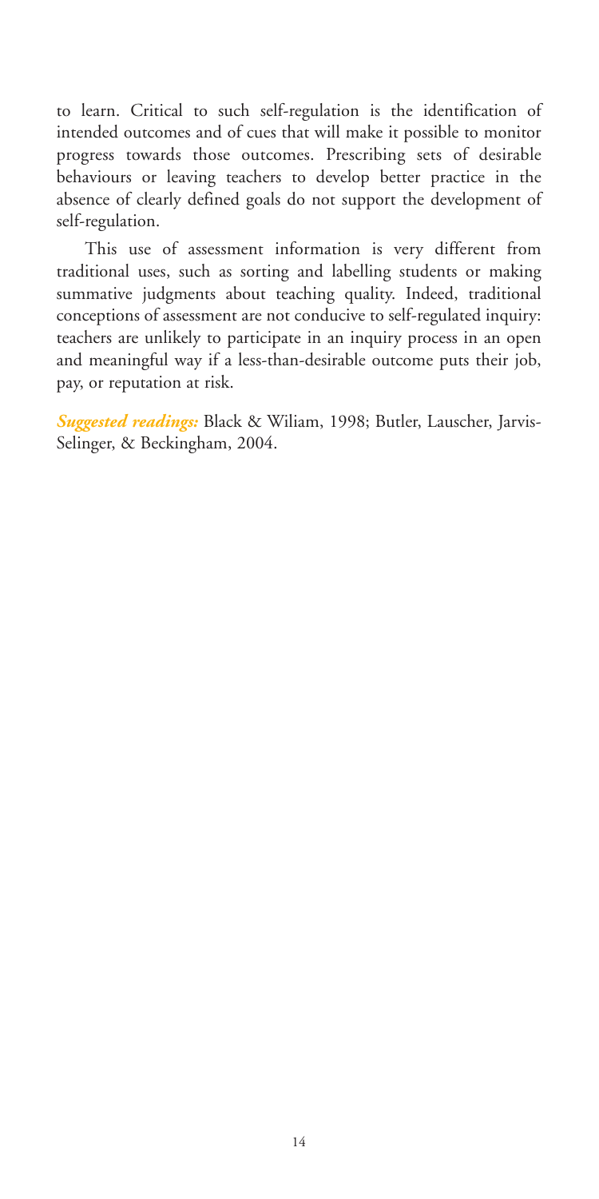to learn. Critical to such self-regulation is the identification of intended outcomes and of cues that will make it possible to monitor progress towards those outcomes. Prescribing sets of desirable behaviours or leaving teachers to develop better practice in the absence of clearly defined goals do not support the development of self-regulation.

This use of assessment information is very different from traditional uses, such as sorting and labelling students or making summative judgments about teaching quality. Indeed, traditional conceptions of assessment are not conducive to self-regulated inquiry: teachers are unlikely to participate in an inquiry process in an open and meaningful way if a less-than-desirable outcome puts their job, pay, or reputation at risk.

***Suggested readings:*** Black & Wiliam, 1998; Butler, Lauscher, Jarvis-Selinger, & Beckingham, 2004.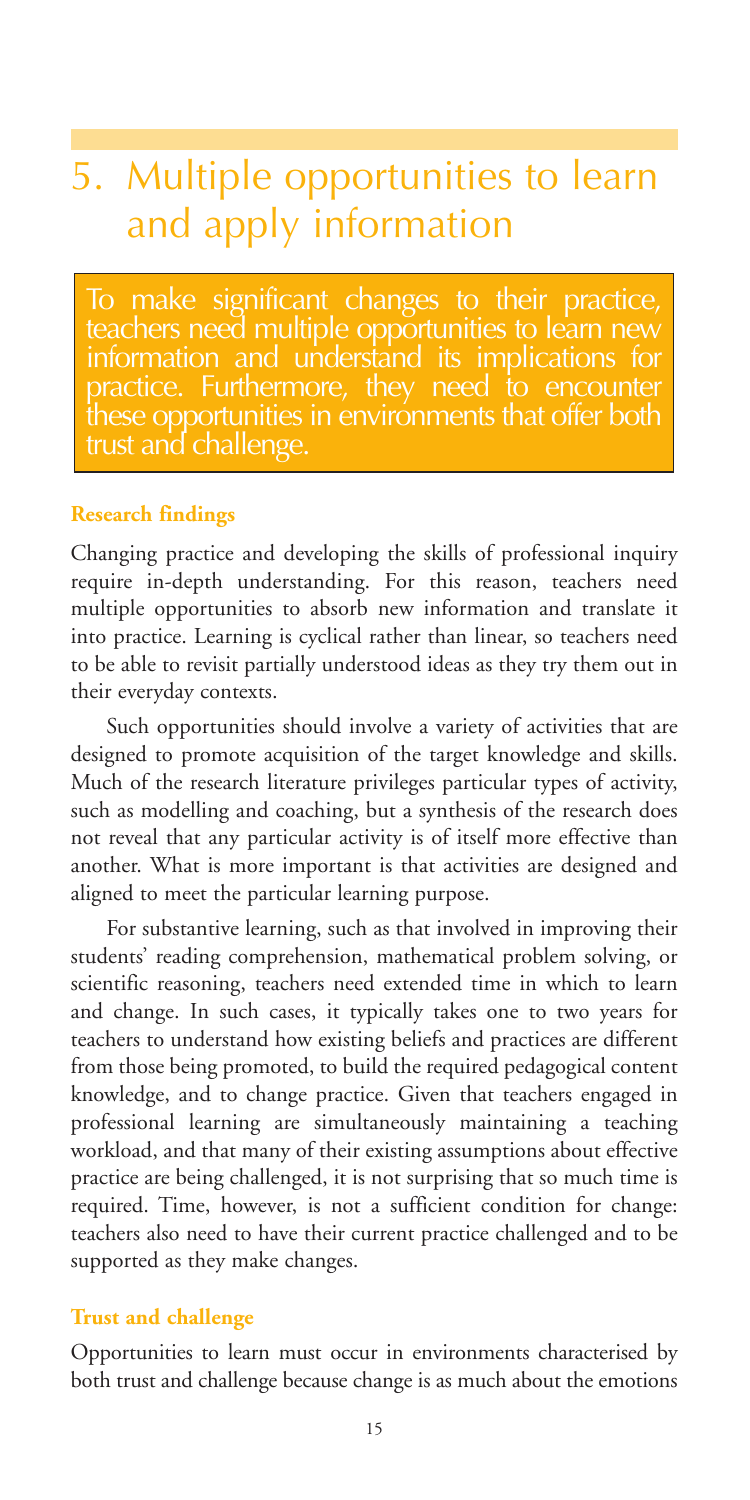# 5. Multiple opportunities to learn and apply information

> To make significant changes to their practice, teachers need multiple opportunities to learn new information and understand its implications for practice. Furthermore, they need to encounter these opportunities in environments that offer both trust and challenge.

### Research findings

Changing practice and developing the skills of professional inquiry require in-depth understanding. For this reason, teachers need multiple opportunities to absorb new information and translate it into practice. Learning is cyclical rather than linear, so teachers need to be able to revisit partially understood ideas as they try them out in their everyday contexts.

Such opportunities should involve a variety of activities that are designed to promote acquisition of the target knowledge and skills. Much of the research literature privileges particular types of activity, such as modelling and coaching, but a synthesis of the research does not reveal that any particular activity is of itself more effective than another. What is more important is that activities are designed and aligned to meet the particular learning purpose.

For substantive learning, such as that involved in improving their students' reading comprehension, mathematical problem solving, or scientific reasoning, teachers need extended time in which to learn and change. In such cases, it typically takes one to two years for teachers to understand how existing beliefs and practices are different from those being promoted, to build the required pedagogical content knowledge, and to change practice. Given that teachers engaged in professional learning are simultaneously maintaining a teaching workload, and that many of their existing assumptions about effective practice are being challenged, it is not surprising that so much time is required. Time, however, is not a sufficient condition for change: teachers also need to have their current practice challenged and to be supported as they make changes.

### Trust and challenge

Opportunities to learn must occur in environments characterised by both trust and challenge because change is as much about the emotions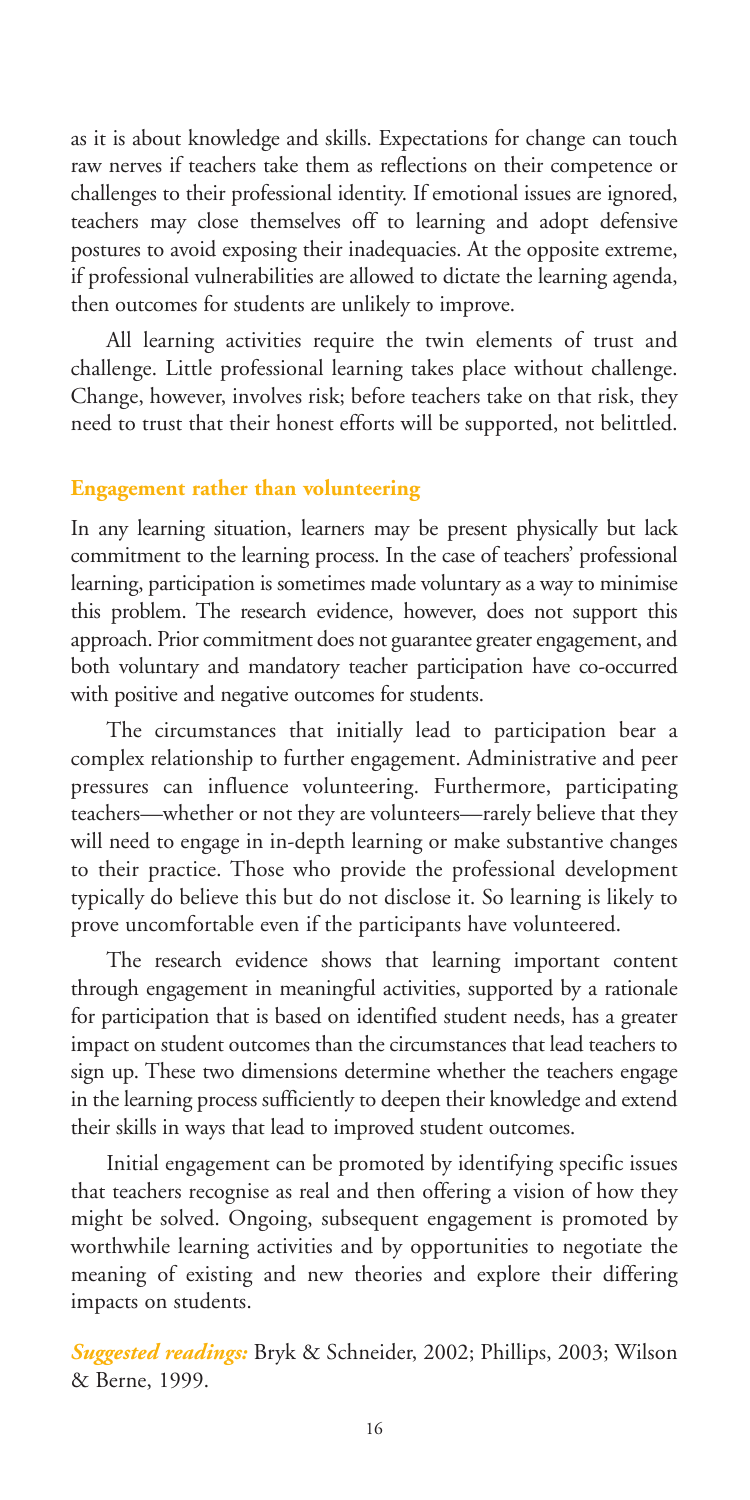as it is about knowledge and skills. Expectations for change can touch raw nerves if teachers take them as reflections on their competence or challenges to their professional identity. If emotional issues are ignored, teachers may close themselves off to learning and adopt defensive postures to avoid exposing their inadequacies. At the opposite extreme, if professional vulnerabilities are allowed to dictate the learning agenda, then outcomes for students are unlikely to improve.

All learning activities require the twin elements of trust and challenge. Little professional learning takes place without challenge. Change, however, involves risk; before teachers take on that risk, they need to trust that their honest efforts will be supported, not belittled.

### Engagement rather than volunteering

In any learning situation, learners may be present physically but lack commitment to the learning process. In the case of teachers' professional learning, participation is sometimes made voluntary as a way to minimise this problem. The research evidence, however, does not support this approach. Prior commitment does not guarantee greater engagement, and both voluntary and mandatory teacher participation have co-occurred with positive and negative outcomes for students.

The circumstances that initially lead to participation bear a complex relationship to further engagement. Administrative and peer pressures can influence volunteering. Furthermore, participating teachers—whether or not they are volunteers—rarely believe that they will need to engage in in-depth learning or make substantive changes to their practice. Those who provide the professional development typically do believe this but do not disclose it. So learning is likely to prove uncomfortable even if the participants have volunteered.

The research evidence shows that learning important content through engagement in meaningful activities, supported by a rationale for participation that is based on identified student needs, has a greater impact on student outcomes than the circumstances that lead teachers to sign up. These two dimensions determine whether the teachers engage in the learning process sufficiently to deepen their knowledge and extend their skills in ways that lead to improved student outcomes.

Initial engagement can be promoted by identifying specific issues that teachers recognise as real and then offering a vision of how they might be solved. Ongoing, subsequent engagement is promoted by worthwhile learning activities and by opportunities to negotiate the meaning of existing and new theories and explore their differing impacts on students.

***Suggested readings:*** Bryk & Schneider, 2002; Phillips, 2003; Wilson & Berne, 1999.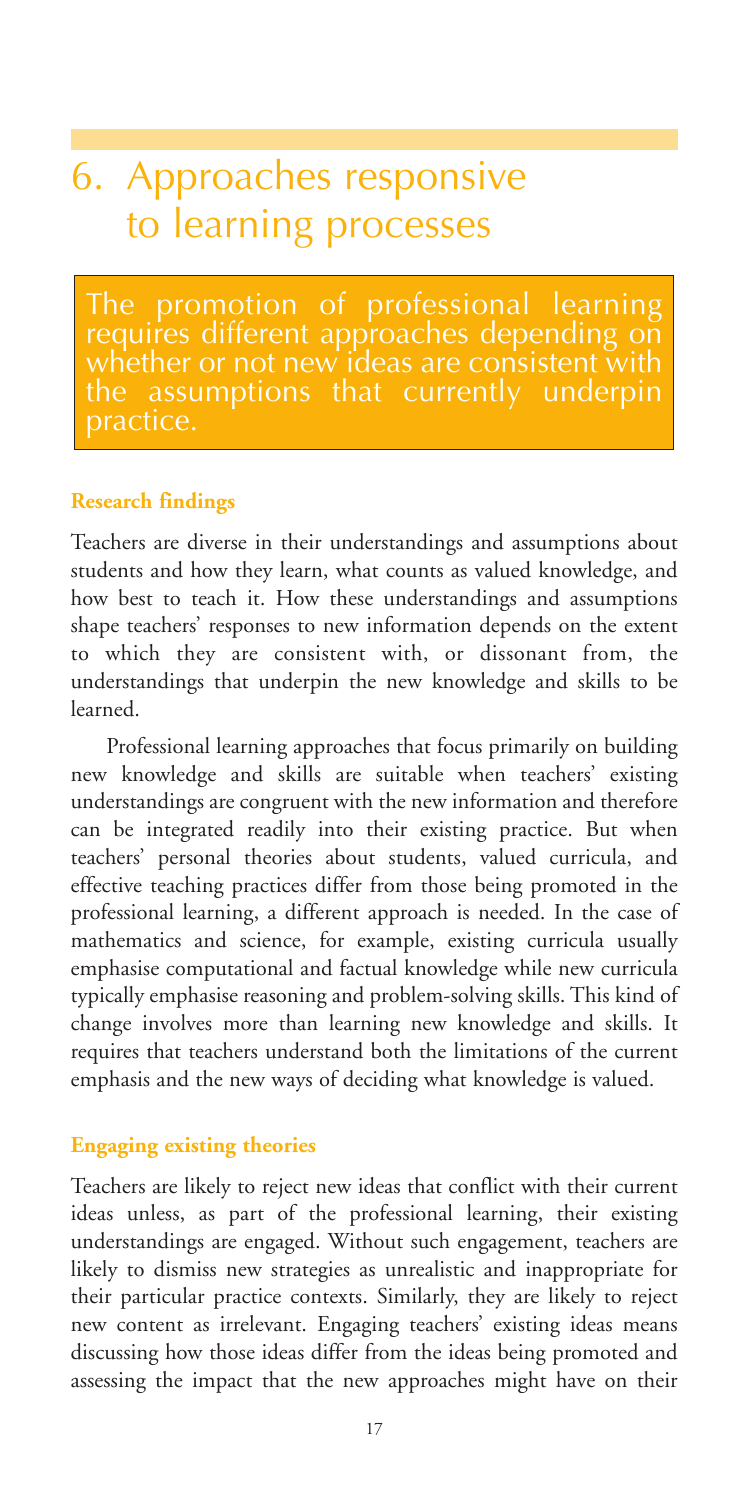# 6. Approaches responsive to learning processes

**The promotion of professional learning requires different approaches depending on whether or not new ideas are consistent with the assumptions that currently underpin practice.**

### Research findings

Teachers are diverse in their understandings and assumptions about students and how they learn, what counts as valued knowledge, and how best to teach it. How these understandings and assumptions shape teachers' responses to new information depends on the extent to which they are consistent with, or dissonant from, the understandings that underpin the new knowledge and skills to be learned.

Professional learning approaches that focus primarily on building new knowledge and skills are suitable when teachers' existing understandings are congruent with the new information and therefore can be integrated readily into their existing practice. But when teachers' personal theories about students, valued curricula, and effective teaching practices differ from those being promoted in the professional learning, a different approach is needed. In the case of mathematics and science, for example, existing curricula usually emphasise computational and factual knowledge while new curricula typically emphasise reasoning and problem-solving skills. This kind of change involves more than learning new knowledge and skills. It requires that teachers understand both the limitations of the current emphasis and the new ways of deciding what knowledge is valued.

### Engaging existing theories

Teachers are likely to reject new ideas that conflict with their current ideas unless, as part of the professional learning, their existing understandings are engaged. Without such engagement, teachers are likely to dismiss new strategies as unrealistic and inappropriate for their particular practice contexts. Similarly, they are likely to reject new content as irrelevant. Engaging teachers' existing ideas means discussing how those ideas differ from the ideas being promoted and assessing the impact that the new approaches might have on their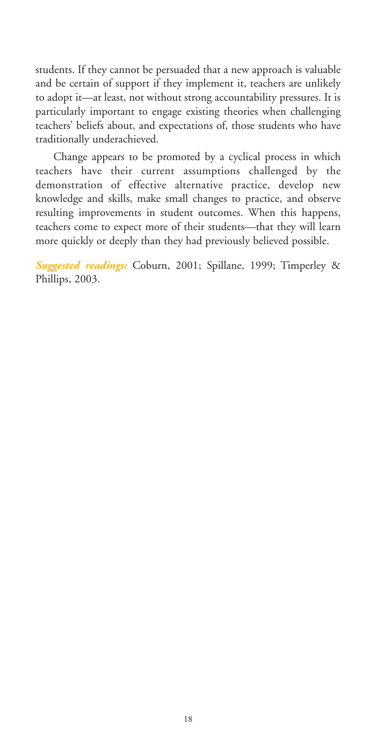students. If they cannot be persuaded that a new approach is valuable and be certain of support if they implement it, teachers are unlikely to adopt it—at least, not without strong accountability pressures. It is particularly important to engage existing theories when challenging teachers' beliefs about, and expectations of, those students who have traditionally underachieved.

Change appears to be promoted by a cyclical process in which teachers have their current assumptions challenged by the demonstration of effective alternative practice, develop new knowledge and skills, make small changes to practice, and observe resulting improvements in student outcomes. When this happens, teachers come to expect more of their students—that they will learn more quickly or deeply than they had previously believed possible.

***Suggested readings:*** Coburn, 2001; Spillane, 1999; Timperley & Phillips, 2003.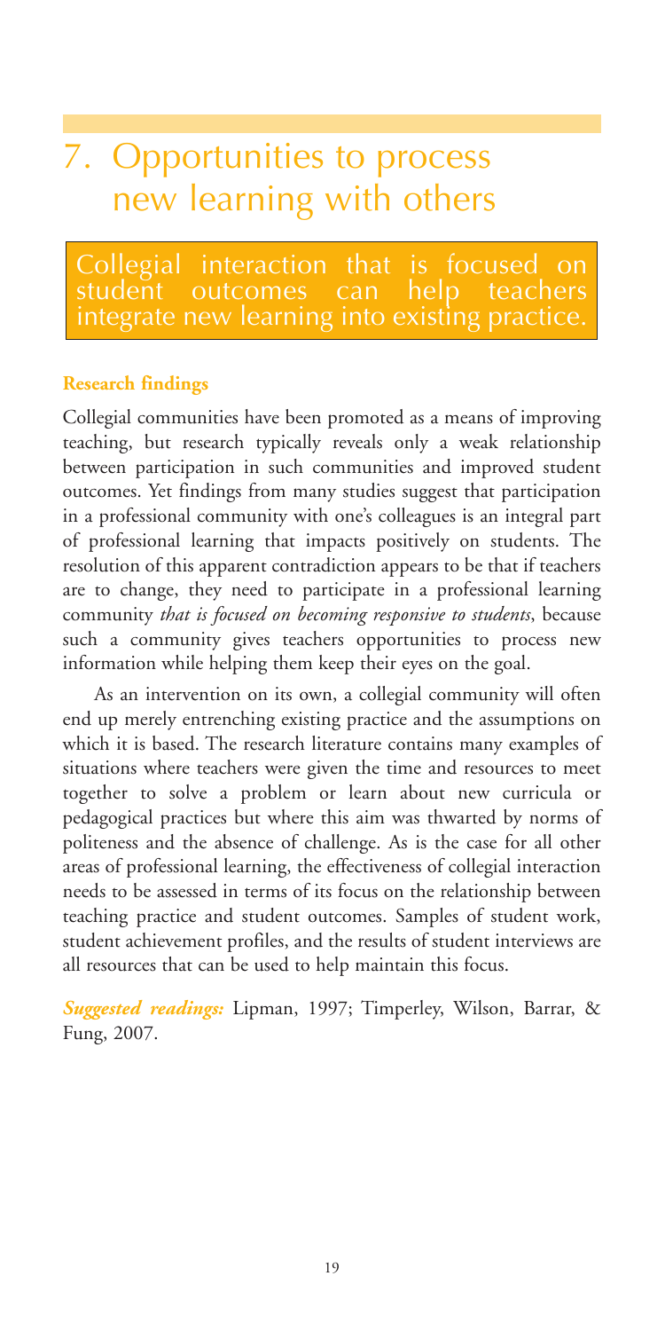# 7. Opportunities to process new learning with others

**Collegial interaction that is focused on student outcomes can help teachers integrate new learning into existing practice.**

### Research findings

Collegial communities have been promoted as a means of improving teaching, but research typically reveals only a weak relationship between participation in such communities and improved student outcomes. Yet findings from many studies suggest that participation in a professional community with one's colleagues is an integral part of professional learning that impacts positively on students. The resolution of this apparent contradiction appears to be that if teachers are to change, they need to participate in a professional learning community *that is focused on becoming responsive to students*, because such a community gives teachers opportunities to process new information while helping them keep their eyes on the goal.

As an intervention on its own, a collegial community will often end up merely entrenching existing practice and the assumptions on which it is based. The research literature contains many examples of situations where teachers were given the time and resources to meet together to solve a problem or learn about new curricula or pedagogical practices but where this aim was thwarted by norms of politeness and the absence of challenge. As is the case for all other areas of professional learning, the effectiveness of collegial interaction needs to be assessed in terms of its focus on the relationship between teaching practice and student outcomes. Samples of student work, student achievement profiles, and the results of student interviews are all resources that can be used to help maintain this focus.

***Suggested readings:*** Lipman, 1997; Timperley, Wilson, Barrar, & Fung, 2007.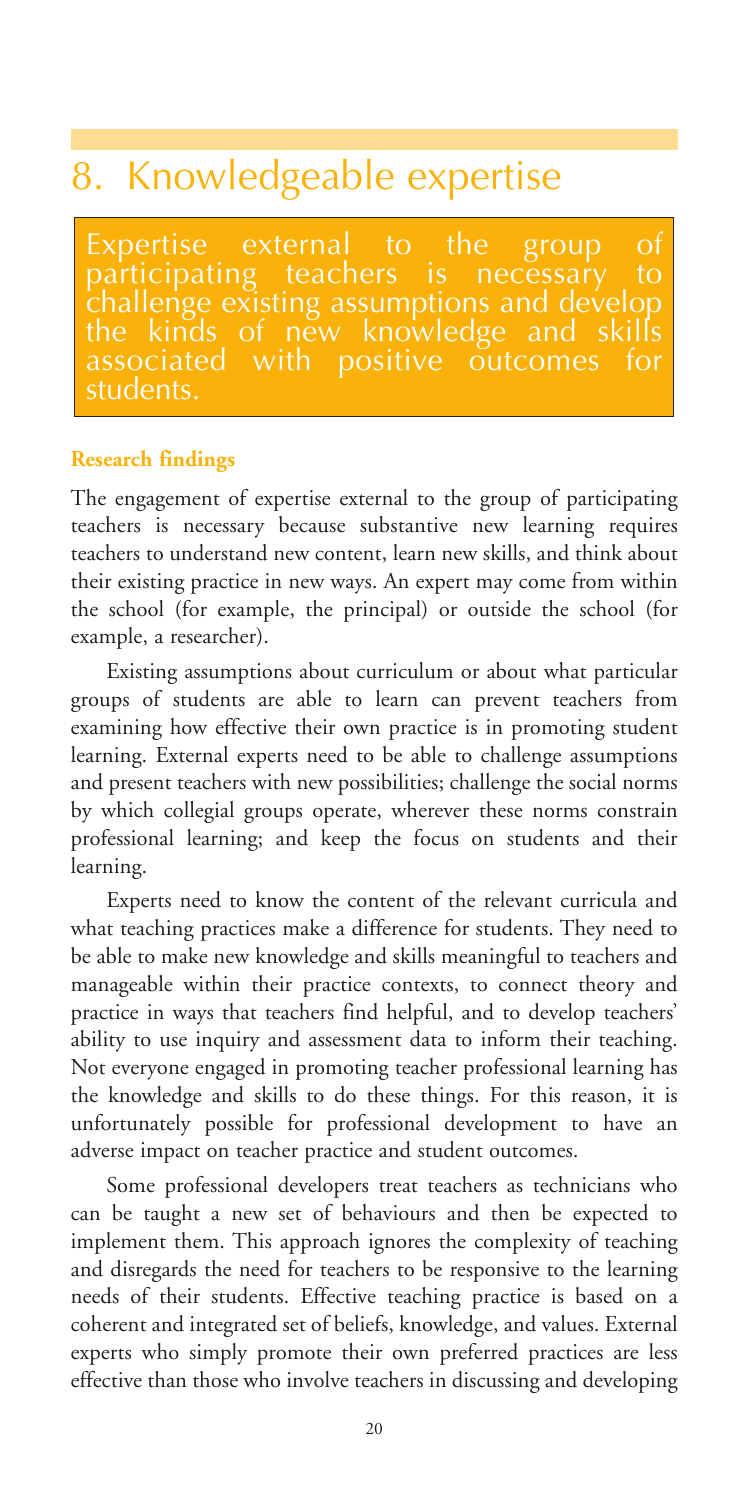# 8. Knowledgeable expertise

**Expertise external to the group of participating teachers is necessary to challenge existing assumptions and develop the kinds of new knowledge and skills associated with positive outcomes for students.**

### Research findings

The engagement of expertise external to the group of participating teachers is necessary because substantive new learning requires teachers to understand new content, learn new skills, and think about their existing practice in new ways. An expert may come from within the school (for example, the principal) or outside the school (for example, a researcher).

Existing assumptions about curriculum or about what particular groups of students are able to learn can prevent teachers from examining how effective their own practice is in promoting student learning. External experts need to be able to challenge assumptions and present teachers with new possibilities; challenge the social norms by which collegial groups operate, wherever these norms constrain professional learning; and keep the focus on students and their learning.

Experts need to know the content of the relevant curricula and what teaching practices make a difference for students. They need to be able to make new knowledge and skills meaningful to teachers and manageable within their practice contexts, to connect theory and practice in ways that teachers find helpful, and to develop teachers' ability to use inquiry and assessment data to inform their teaching. Not everyone engaged in promoting teacher professional learning has the knowledge and skills to do these things. For this reason, it is unfortunately possible for professional development to have an adverse impact on teacher practice and student outcomes.

Some professional developers treat teachers as technicians who can be taught a new set of behaviours and then be expected to implement them. This approach ignores the complexity of teaching and disregards the need for teachers to be responsive to the learning needs of their students. Effective teaching practice is based on a coherent and integrated set of beliefs, knowledge, and values. External experts who simply promote their own preferred practices are less effective than those who involve teachers in discussing and developing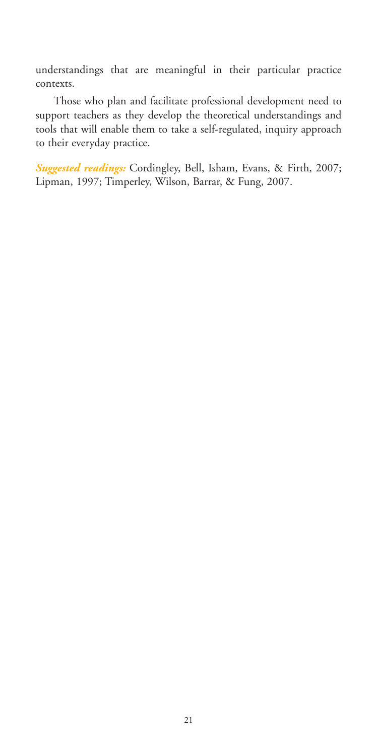understandings that are meaningful in their particular practice contexts.

Those who plan and facilitate professional development need to support teachers as they develop the theoretical understandings and tools that will enable them to take a self-regulated, inquiry approach to their everyday practice.

***Suggested readings:*** Cordingley, Bell, Isham, Evans, & Firth, 2007; Lipman, 1997; Timperley, Wilson, Barrar, & Fung, 2007.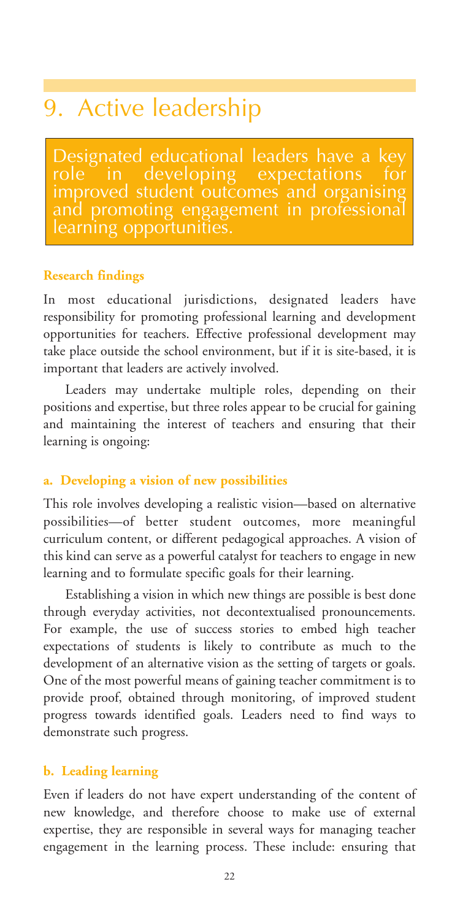# 9. Active leadership

Designated educational leaders have a key role in developing expectations for improved student outcomes and organising and promoting engagement in professional learning opportunities.

### Research findings

In most educational jurisdictions, designated leaders have responsibility for promoting professional learning and development opportunities for teachers. Effective professional development may take place outside the school environment, but if it is site-based, it is important that leaders are actively involved.

Leaders may undertake multiple roles, depending on their positions and expertise, but three roles appear to be crucial for gaining and maintaining the interest of teachers and ensuring that their learning is ongoing:

### a. Developing a vision of new possibilities

This role involves developing a realistic vision—based on alternative possibilities—of better student outcomes, more meaningful curriculum content, or different pedagogical approaches. A vision of this kind can serve as a powerful catalyst for teachers to engage in new learning and to formulate specific goals for their learning.

Establishing a vision in which new things are possible is best done through everyday activities, not decontextualised pronouncements. For example, the use of success stories to embed high teacher expectations of students is likely to contribute as much to the development of an alternative vision as the setting of targets or goals. One of the most powerful means of gaining teacher commitment is to provide proof, obtained through monitoring, of improved student progress towards identified goals. Leaders need to find ways to demonstrate such progress.

### b. Leading learning

Even if leaders do not have expert understanding of the content of new knowledge, and therefore choose to make use of external expertise, they are responsible in several ways for managing teacher engagement in the learning process. These include: ensuring that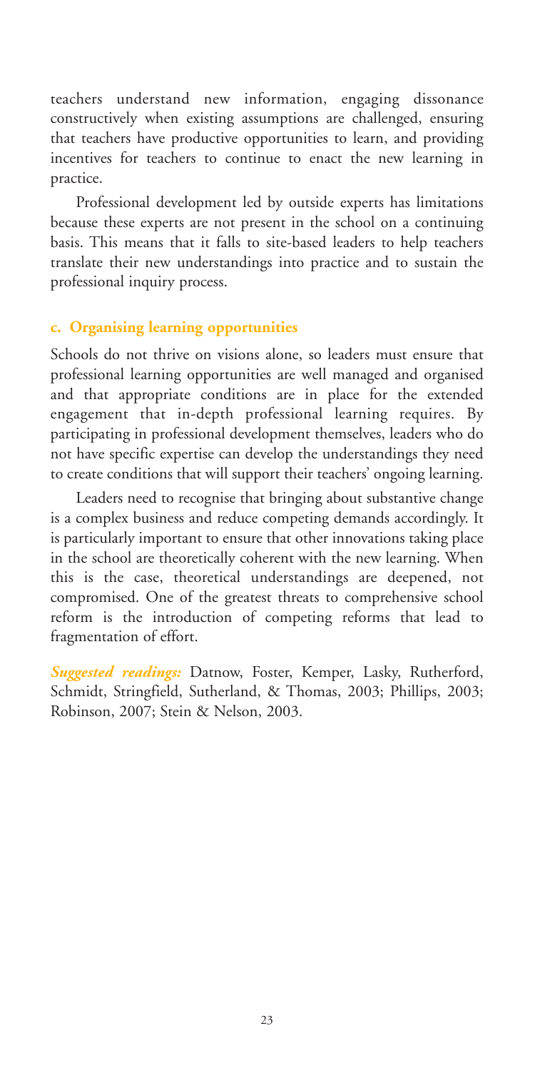teachers understand new information, engaging dissonance constructively when existing assumptions are challenged, ensuring that teachers have productive opportunities to learn, and providing incentives for teachers to continue to enact the new learning in practice.

Professional development led by outside experts has limitations because these experts are not present in the school on a continuing basis. This means that it falls to site-based leaders to help teachers translate their new understandings into practice and to sustain the professional inquiry process.

### c. Organising learning opportunities

Schools do not thrive on visions alone, so leaders must ensure that professional learning opportunities are well managed and organised and that appropriate conditions are in place for the extended engagement that in-depth professional learning requires. By participating in professional development themselves, leaders who do not have specific expertise can develop the understandings they need to create conditions that will support their teachers' ongoing learning.

Leaders need to recognise that bringing about substantive change is a complex business and reduce competing demands accordingly. It is particularly important to ensure that other innovations taking place in the school are theoretically coherent with the new learning. When this is the case, theoretical understandings are deepened, not compromised. One of the greatest threats to comprehensive school reform is the introduction of competing reforms that lead to fragmentation of effort.

***Suggested readings:*** Datnow, Foster, Kemper, Lasky, Rutherford, Schmidt, Stringfield, Sutherland, & Thomas, 2003; Phillips, 2003; Robinson, 2007; Stein & Nelson, 2003.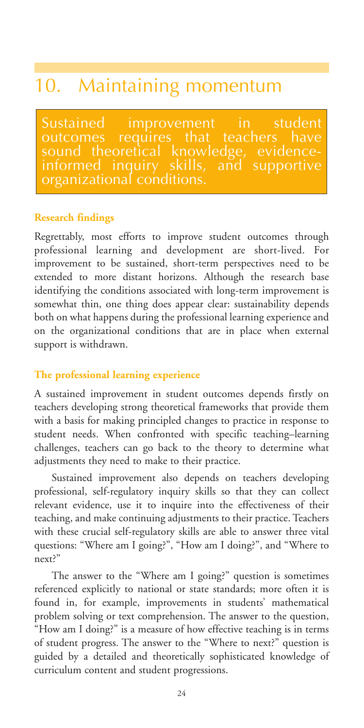# 10. Maintaining momentum

**Sustained improvement in student outcomes requires that teachers have sound theoretical knowledge, evidence-informed inquiry skills, and supportive organizational conditions.**

### Research findings

Regrettably, most efforts to improve student outcomes through professional learning and development are short-lived. For improvement to be sustained, short-term perspectives need to be extended to more distant horizons. Although the research base identifying the conditions associated with long-term improvement is somewhat thin, one thing does appear clear: sustainability depends both on what happens during the professional learning experience and on the organizational conditions that are in place when external support is withdrawn.

### The professional learning experience

A sustained improvement in student outcomes depends firstly on teachers developing strong theoretical frameworks that provide them with a basis for making principled changes to practice in response to student needs. When confronted with specific teaching–learning challenges, teachers can go back to the theory to determine what adjustments they need to make to their practice.

Sustained improvement also depends on teachers developing professional, self-regulatory inquiry skills so that they can collect relevant evidence, use it to inquire into the effectiveness of their teaching, and make continuing adjustments to their practice. Teachers with these crucial self-regulatory skills are able to answer three vital questions: "Where am I going?", "How am I doing?", and "Where to next?"

The answer to the "Where am I going?" question is sometimes referenced explicitly to national or state standards; more often it is found in, for example, improvements in students' mathematical problem solving or text comprehension. The answer to the question, "How am I doing?" is a measure of how effective teaching is in terms of student progress. The answer to the "Where to next?" question is guided by a detailed and theoretically sophisticated knowledge of curriculum content and student progressions.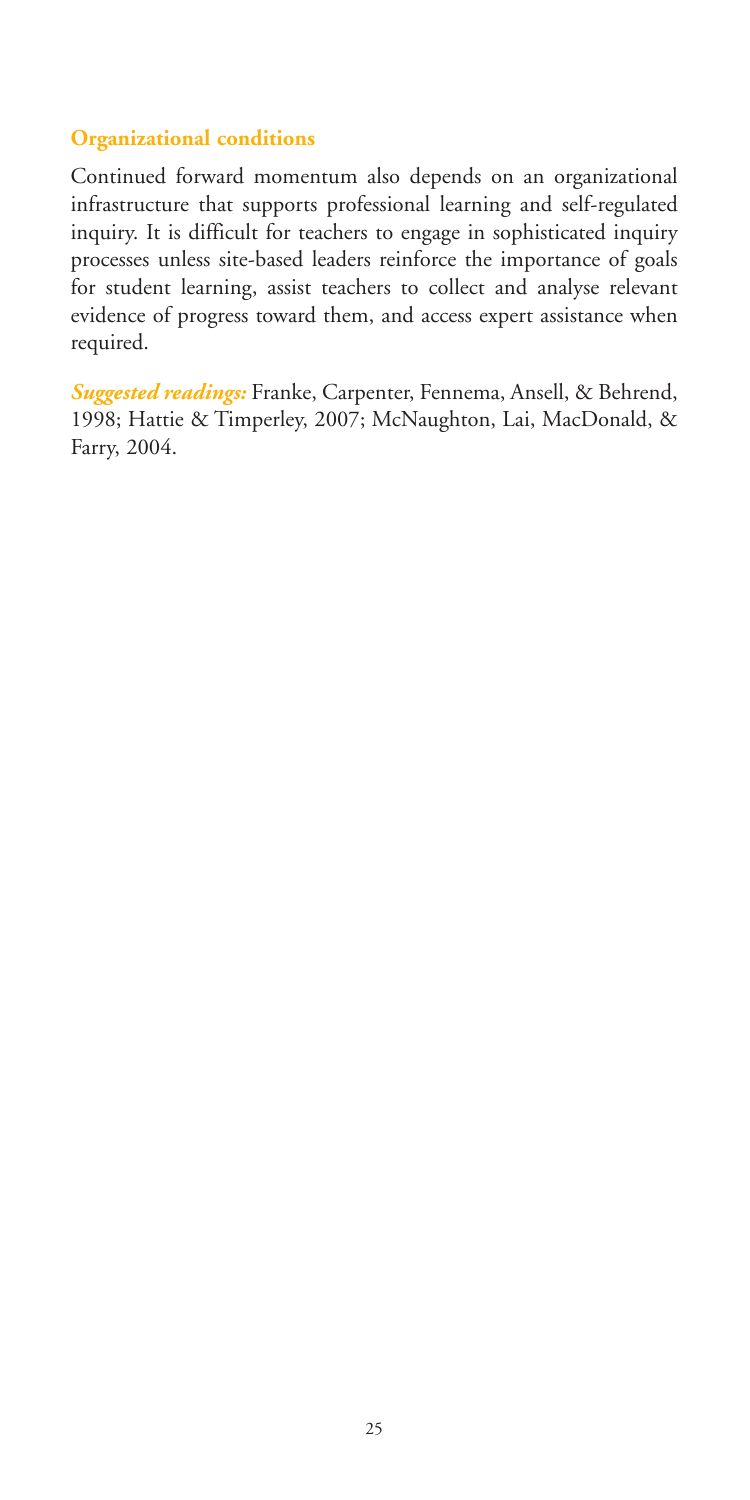### Organizational conditions

Continued forward momentum also depends on an organizational infrastructure that supports professional learning and self-regulated inquiry. It is difficult for teachers to engage in sophisticated inquiry processes unless site-based leaders reinforce the importance of goals for student learning, assist teachers to collect and analyse relevant evidence of progress toward them, and access expert assistance when required.

***Suggested readings:*** Franke, Carpenter, Fennema, Ansell, & Behrend, 1998; Hattie & Timperley, 2007; McNaughton, Lai, MacDonald, & Farry, 2004.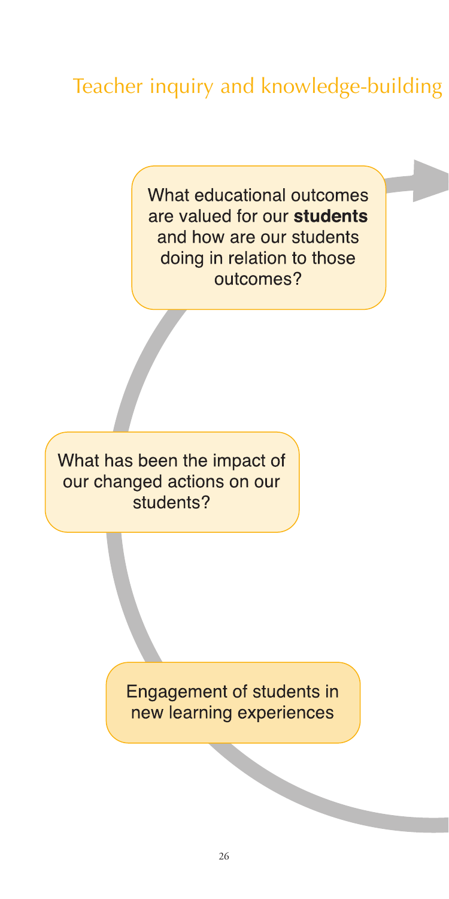# Teacher inquiry and knowledge-building

What educational outcomes are valued for our **students** and how are our students doing in relation to those outcomes?

What has been the impact of our changed actions on our students?

Engagement of students in new learning experiences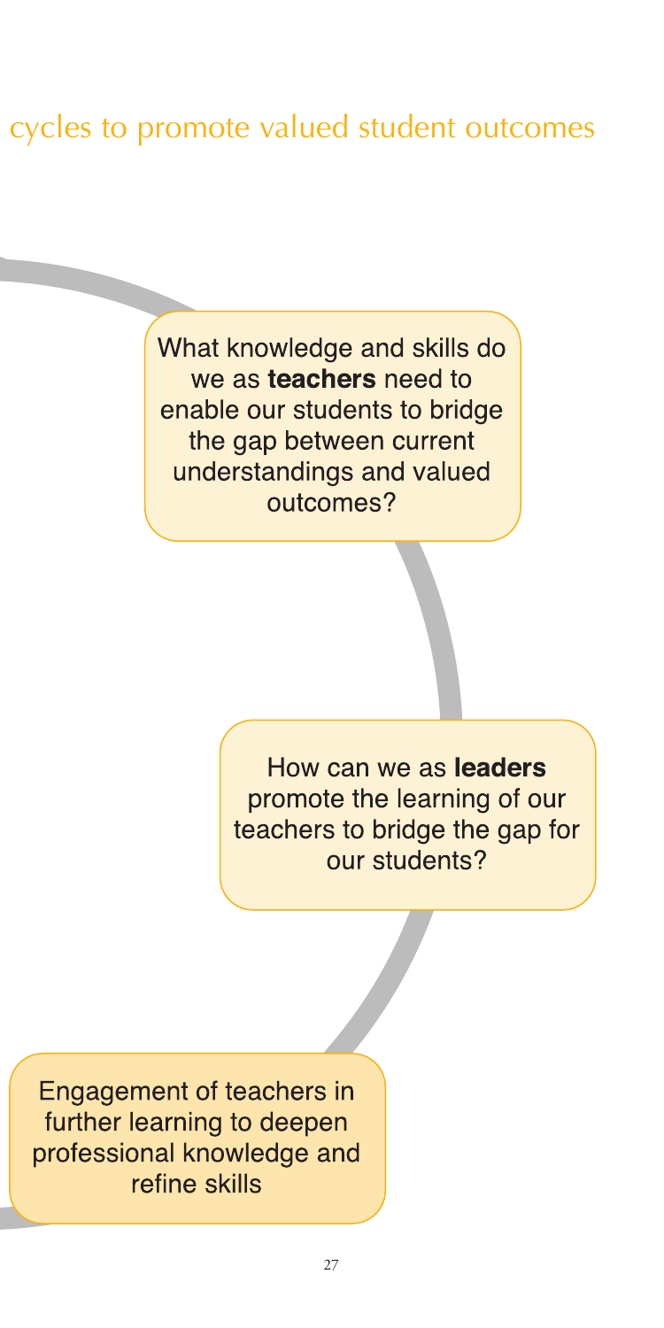## cycles to promote valued student outcomes

What knowledge and skills do we as **teachers** need to enable our students to bridge the gap between current understandings and valued outcomes?

How can we as **leaders** promote the learning of our teachers to bridge the gap for our students?

Engagement of teachers in further learning to deepen professional knowledge and refine skills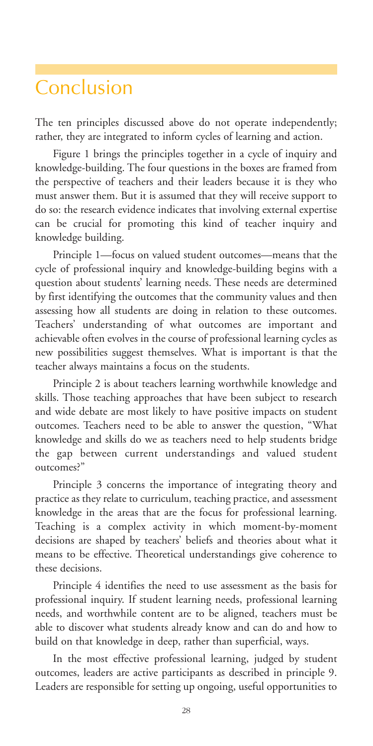# Conclusion

The ten principles discussed above do not operate independently; rather, they are integrated to inform cycles of learning and action.

Figure 1 brings the principles together in a cycle of inquiry and knowledge-building. The four questions in the boxes are framed from the perspective of teachers and their leaders because it is they who must answer them. But it is assumed that they will receive support to do so: the research evidence indicates that involving external expertise can be crucial for promoting this kind of teacher inquiry and knowledge building.

Principle 1—focus on valued student outcomes—means that the cycle of professional inquiry and knowledge-building begins with a question about students' learning needs. These needs are determined by first identifying the outcomes that the community values and then assessing how all students are doing in relation to these outcomes. Teachers' understanding of what outcomes are important and achievable often evolves in the course of professional learning cycles as new possibilities suggest themselves. What is important is that the teacher always maintains a focus on the students.

Principle 2 is about teachers learning worthwhile knowledge and skills. Those teaching approaches that have been subject to research and wide debate are most likely to have positive impacts on student outcomes. Teachers need to be able to answer the question, "What knowledge and skills do we as teachers need to help students bridge the gap between current understandings and valued student outcomes?"

Principle 3 concerns the importance of integrating theory and practice as they relate to curriculum, teaching practice, and assessment knowledge in the areas that are the focus for professional learning. Teaching is a complex activity in which moment-by-moment decisions are shaped by teachers' beliefs and theories about what it means to be effective. Theoretical understandings give coherence to these decisions.

Principle 4 identifies the need to use assessment as the basis for professional inquiry. If student learning needs, professional learning needs, and worthwhile content are to be aligned, teachers must be able to discover what students already know and can do and how to build on that knowledge in deep, rather than superficial, ways.

In the most effective professional learning, judged by student outcomes, leaders are active participants as described in principle 9. Leaders are responsible for setting up ongoing, useful opportunities to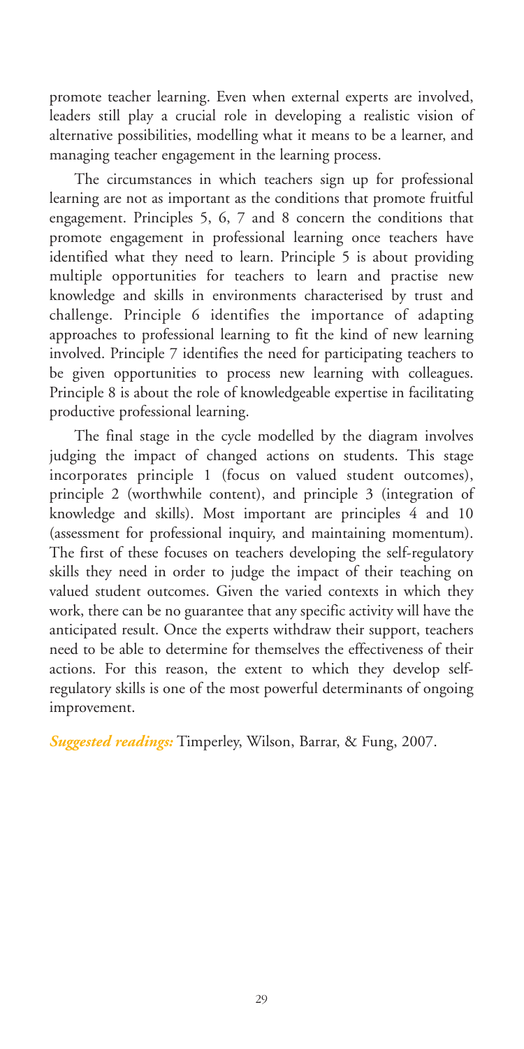promote teacher learning. Even when external experts are involved, leaders still play a crucial role in developing a realistic vision of alternative possibilities, modelling what it means to be a learner, and managing teacher engagement in the learning process.

The circumstances in which teachers sign up for professional learning are not as important as the conditions that promote fruitful engagement. Principles 5, 6, 7 and 8 concern the conditions that promote engagement in professional learning once teachers have identified what they need to learn. Principle 5 is about providing multiple opportunities for teachers to learn and practise new knowledge and skills in environments characterised by trust and challenge. Principle 6 identifies the importance of adapting approaches to professional learning to fit the kind of new learning involved. Principle 7 identifies the need for participating teachers to be given opportunities to process new learning with colleagues. Principle 8 is about the role of knowledgeable expertise in facilitating productive professional learning.

The final stage in the cycle modelled by the diagram involves judging the impact of changed actions on students. This stage incorporates principle 1 (focus on valued student outcomes), principle 2 (worthwhile content), and principle 3 (integration of knowledge and skills). Most important are principles 4 and 10 (assessment for professional inquiry, and maintaining momentum). The first of these focuses on teachers developing the self-regulatory skills they need in order to judge the impact of their teaching on valued student outcomes. Given the varied contexts in which they work, there can be no guarantee that any specific activity will have the anticipated result. Once the experts withdraw their support, teachers need to be able to determine for themselves the effectiveness of their actions. For this reason, the extent to which they develop self-regulatory skills is one of the most powerful determinants of ongoing improvement.

***Suggested readings:*** Timperley, Wilson, Barrar, & Fung, 2007.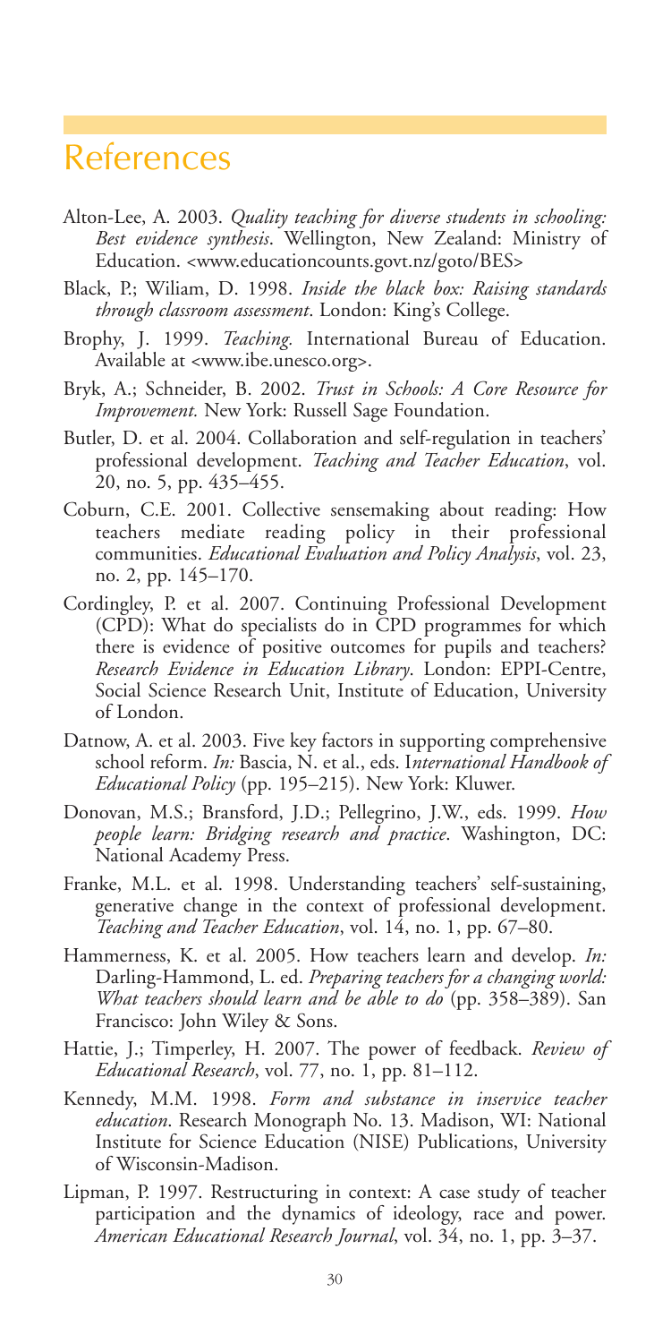# References

Alton-Lee, A. 2003. *Quality teaching for diverse students in schooling: Best evidence synthesis*. Wellington, New Zealand: Ministry of Education. <www.educationcounts.govt.nz/goto/BES>

Black, P.; Wiliam, D. 1998. *Inside the black box: Raising standards through classroom assessment*. London: King's College.

Brophy, J. 1999. *Teaching.* International Bureau of Education. Available at <www.ibe.unesco.org>.

Bryk, A.; Schneider, B. 2002. *Trust in Schools: A Core Resource for Improvement.* New York: Russell Sage Foundation.

Butler, D. et al. 2004. Collaboration and self-regulation in teachers' professional development. *Teaching and Teacher Education*, vol. 20, no. 5, pp. 435–455.

Coburn, C.E. 2001. Collective sensemaking about reading: How teachers mediate reading policy in their professional communities. *Educational Evaluation and Policy Analysis*, vol. 23, no. 2, pp. 145–170.

Cordingley, P. et al. 2007. Continuing Professional Development (CPD): What do specialists do in CPD programmes for which there is evidence of positive outcomes for pupils and teachers? *Research Evidence in Education Library*. London: EPPI-Centre, Social Science Research Unit, Institute of Education, University of London.

Datnow, A. et al. 2003. Five key factors in supporting comprehensive school reform. *In:* Bascia, N. et al., eds. I*nternational Handbook of Educational Policy* (pp. 195–215). New York: Kluwer.

Donovan, M.S.; Bransford, J.D.; Pellegrino, J.W., eds. 1999. *How people learn: Bridging research and practice*. Washington, DC: National Academy Press.

Franke, M.L. et al. 1998. Understanding teachers' self-sustaining, generative change in the context of professional development. *Teaching and Teacher Education*, vol. 14, no. 1, pp. 67–80.

Hammerness, K. et al. 2005. How teachers learn and develop. *In:* Darling-Hammond, L. ed. *Preparing teachers for a changing world: What teachers should learn and be able to do* (pp. 358–389). San Francisco: John Wiley & Sons.

Hattie, J.; Timperley, H. 2007. The power of feedback. *Review of Educational Research*, vol. 77, no. 1, pp. 81–112.

Kennedy, M.M. 1998. *Form and substance in inservice teacher education*. Research Monograph No. 13. Madison, WI: National Institute for Science Education (NISE) Publications, University of Wisconsin-Madison.

Lipman, P. 1997. Restructuring in context: A case study of teacher participation and the dynamics of ideology, race and power. *American Educational Research Journal*, vol. 34, no. 1, pp. 3–37.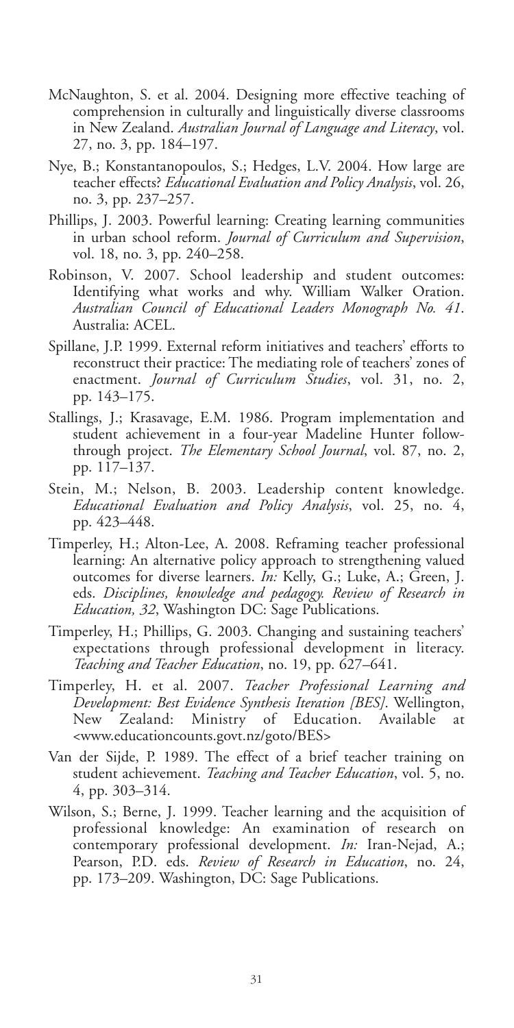McNaughton, S. et al. 2004. Designing more effective teaching of comprehension in culturally and linguistically diverse classrooms in New Zealand. *Australian Journal of Language and Literacy*, vol. 27, no. 3, pp. 184–197.

Nye, B.; Konstantanopoulos, S.; Hedges, L.V. 2004. How large are teacher effects? *Educational Evaluation and Policy Analysis*, vol. 26, no. 3, pp. 237–257.

Phillips, J. 2003. Powerful learning: Creating learning communities in urban school reform. *Journal of Curriculum and Supervision*, vol. 18, no. 3, pp. 240–258.

Robinson, V. 2007. School leadership and student outcomes: Identifying what works and why. William Walker Oration. *Australian Council of Educational Leaders Monograph No. 41*. Australia: ACEL.

Spillane, J.P. 1999. External reform initiatives and teachers' efforts to reconstruct their practice: The mediating role of teachers' zones of enactment. *Journal of Curriculum Studies*, vol. 31, no. 2, pp. 143–175.

Stallings, J.; Krasavage, E.M. 1986. Program implementation and student achievement in a four-year Madeline Hunter follow-through project. *The Elementary School Journal*, vol. 87, no. 2, pp. 117–137.

Stein, M.; Nelson, B. 2003. Leadership content knowledge. *Educational Evaluation and Policy Analysis*, vol. 25, no. 4, pp. 423–448.

Timperley, H.; Alton-Lee, A. 2008. Reframing teacher professional learning: An alternative policy approach to strengthening valued outcomes for diverse learners. *In:* Kelly, G.; Luke, A.; Green, J. eds. *Disciplines, knowledge and pedagogy. Review of Research in Education, 32*, Washington DC: Sage Publications.

Timperley, H.; Phillips, G. 2003. Changing and sustaining teachers' expectations through professional development in literacy. *Teaching and Teacher Education*, no. 19, pp. 627–641.

Timperley, H. et al. 2007. *Teacher Professional Learning and Development: Best Evidence Synthesis Iteration [BES]*. Wellington, New Zealand: Ministry of Education. Available at <www.educationcounts.govt.nz/goto/BES>

Van der Sijde, P. 1989. The effect of a brief teacher training on student achievement. *Teaching and Teacher Education*, vol. 5, no. 4, pp. 303–314.

Wilson, S.; Berne, J. 1999. Teacher learning and the acquisition of professional knowledge: An examination of research on contemporary professional development. *In:* Iran-Nejad, A.; Pearson, P.D. eds. *Review of Research in Education*, no. 24, pp. 173–209. Washington, DC: Sage Publications.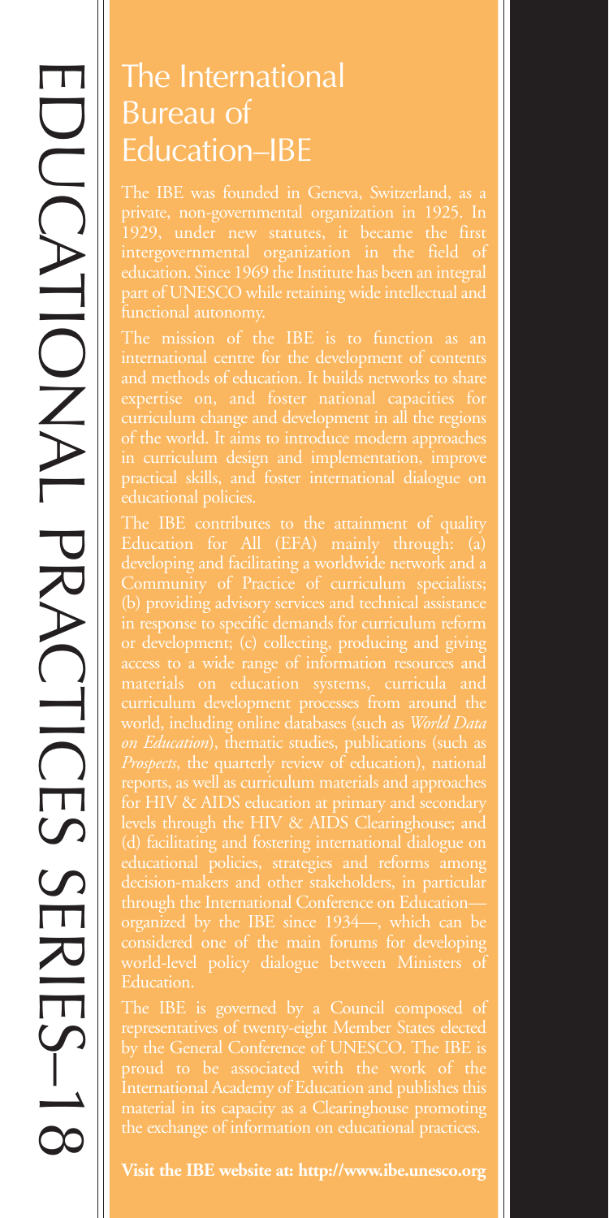EDUCATIONAL PRACTICES SERIES–18

# The International Bureau of Education–IBE

The IBE was founded in Geneva, Switzerland, as a private, non-governmental organization in 1925. In 1929, under new statutes, it became the first intergovernmental organization in the field of education. Since 1969 the Institute has been an integral part of UNESCO while retaining wide intellectual and functional autonomy.

The mission of the IBE is to function as an international centre for the development of contents and methods of education. It builds networks to share expertise on, and foster national capacities for curriculum change and development in all the regions of the world. It aims to introduce modern approaches in curriculum design and implementation, improve practical skills, and foster international dialogue on educational policies.

The IBE contributes to the attainment of quality Education for All (EFA) mainly through: (a) developing and facilitating a worldwide network and a Community of Practice of curriculum specialists; (b) providing advisory services and technical assistance in response to specific demands for curriculum reform or development; (c) collecting, producing and giving access to a wide range of information resources and materials on education systems, curricula and curriculum development processes from around the world, including online databases (such as *World Data on Education*), thematic studies, publications (such as *Prospects*, the quarterly review of education), national reports, as well as curriculum materials and approaches for HIV & AIDS education at primary and secondary levels through the HIV & AIDS Clearinghouse; and (d) facilitating and fostering international dialogue on educational policies, strategies and reforms among decision-makers and other stakeholders, in particular through the International Conference on Education—organized by the IBE since 1934—, which can be considered one of the main forums for developing world-level policy dialogue between Ministers of Education.

The IBE is governed by a Council composed of representatives of twenty-eight Member States elected by the General Conference of UNESCO. The IBE is proud to be associated with the work of the International Academy of Education and publishes this material in its capacity as a Clearinghouse promoting the exchange of information on educational practices.

**Visit the IBE website at: http://www.ibe.unesco.org**